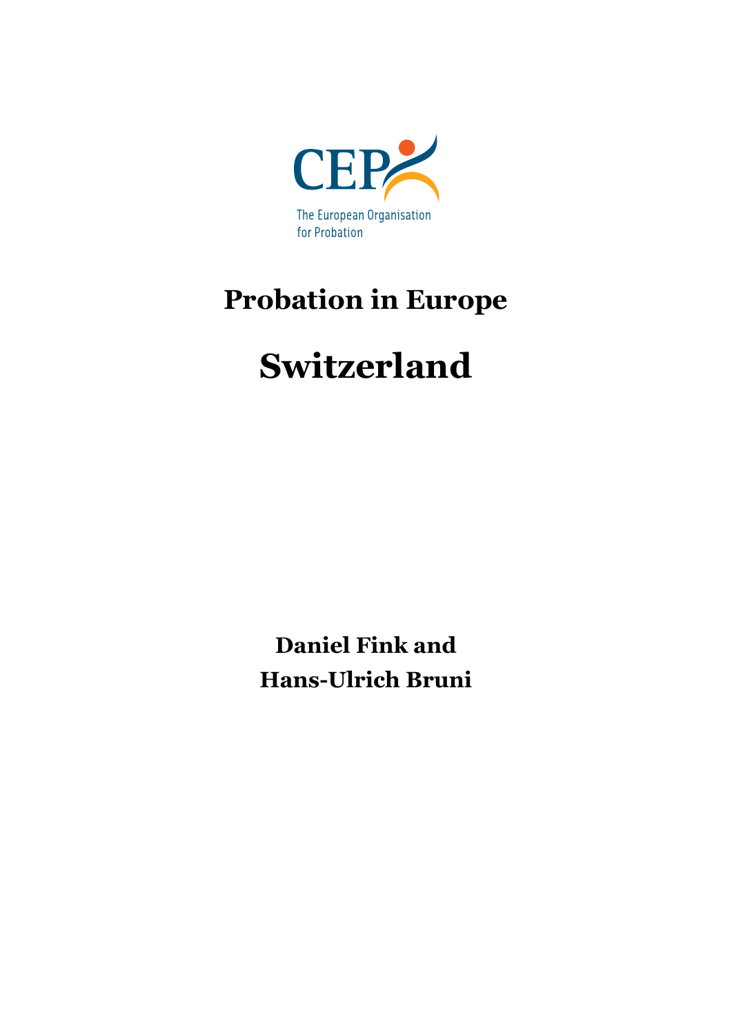CEP

The European Organisation for Probation

# Probation in Europe

# Switzerland

**Daniel Fink and**
**Hans-Ulrich Bruni**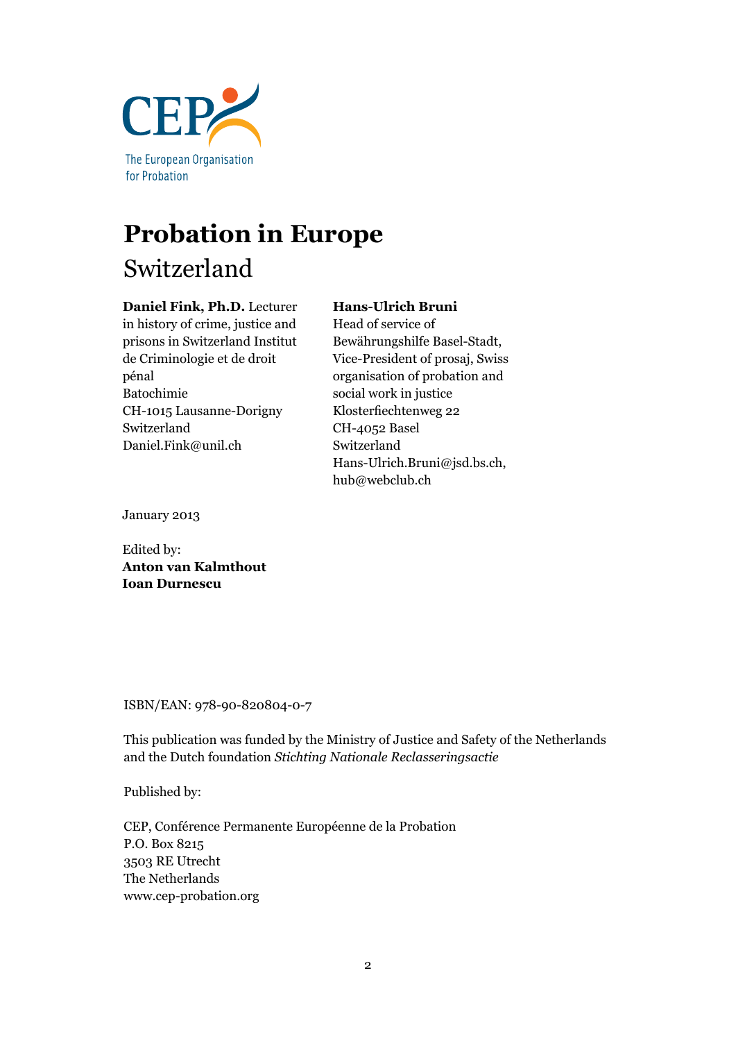CEP

The European Organisation for Probation

# Probation in Europe

## Switzerland

**Daniel Fink, Ph.D.** Lecturer in history of crime, justice and prisons in Switzerland Institut de Criminologie et de droit pénal
Batochimie
CH-1015 Lausanne-Dorigny
Switzerland
Daniel.Fink@unil.ch

**Hans-Ulrich Bruni**
Head of service of Bewährungshilfe Basel-Stadt, Vice-President of prosaj, Swiss organisation of probation and social work in justice
Klosterfiechtenweg 22
CH-4052 Basel
Switzerland
Hans-Ulrich.Bruni@jsd.bs.ch, hub@webclub.ch

January 2013

Edited by:
**Anton van Kalmthout**
**Ioan Durnescu**

ISBN/EAN: 978-90-820804-0-7

This publication was funded by the Ministry of Justice and Safety of the Netherlands and the Dutch foundation *Stichting Nationale Reclasseringsactie*

Published by:

CEP, Conférence Permanente Européenne de la Probation
P.O. Box 8215
3503 RE Utrecht
The Netherlands
www.cep-probation.org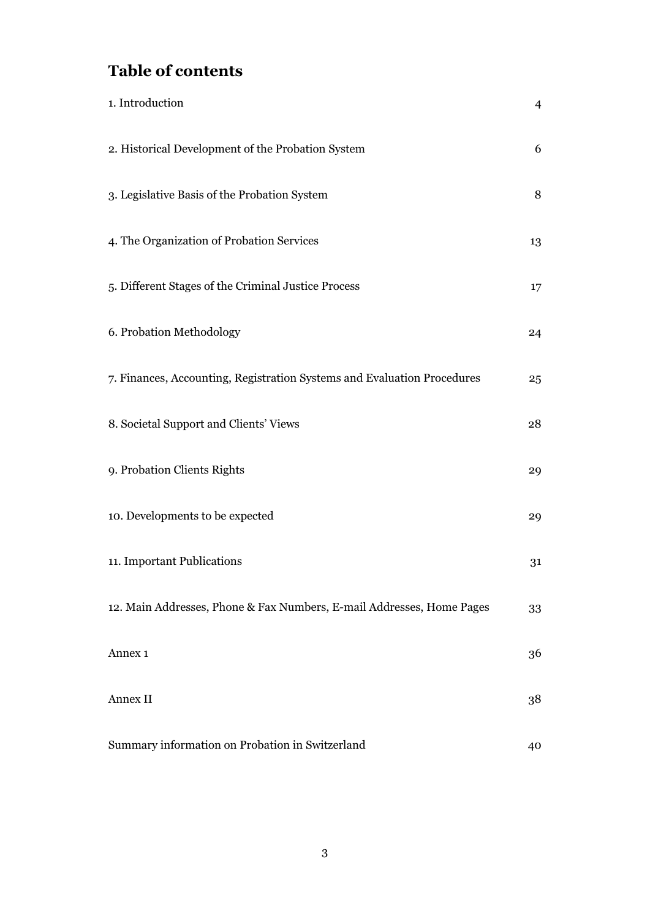## Table of contents

| | |
|---|---|
| 1. Introduction | 4 |
| 2. Historical Development of the Probation System | 6 |
| 3. Legislative Basis of the Probation System | 8 |
| 4. The Organization of Probation Services | 13 |
| 5. Different Stages of the Criminal Justice Process | 17 |
| 6. Probation Methodology | 24 |
| 7. Finances, Accounting, Registration Systems and Evaluation Procedures | 25 |
| 8. Societal Support and Clients' Views | 28 |
| 9. Probation Clients Rights | 29 |
| 10. Developments to be expected | 29 |
| 11. Important Publications | 31 |
| 12. Main Addresses, Phone & Fax Numbers, E-mail Addresses, Home Pages | 33 |
| Annex 1 | 36 |
| Annex II | 38 |
| Summary information on Probation in Switzerland | 40 |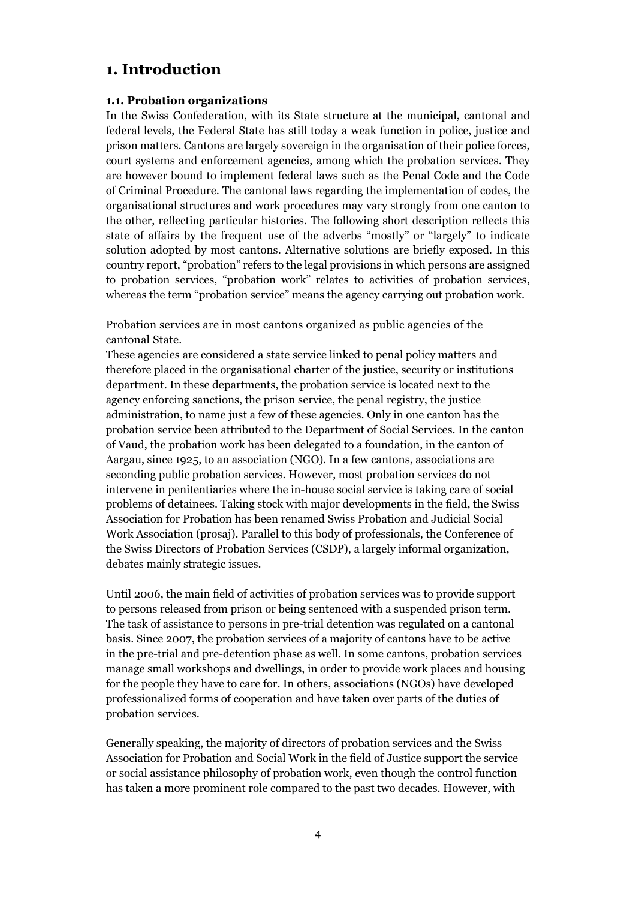# 1. Introduction

### 1.1. Probation organizations

In the Swiss Confederation, with its State structure at the municipal, cantonal and federal levels, the Federal State has still today a weak function in police, justice and prison matters. Cantons are largely sovereign in the organisation of their police forces, court systems and enforcement agencies, among which the probation services. They are however bound to implement federal laws such as the Penal Code and the Code of Criminal Procedure. The cantonal laws regarding the implementation of codes, the organisational structures and work procedures may vary strongly from one canton to the other, reflecting particular histories. The following short description reflects this state of affairs by the frequent use of the adverbs "mostly" or "largely" to indicate solution adopted by most cantons. Alternative solutions are briefly exposed. In this country report, "probation" refers to the legal provisions in which persons are assigned to probation services, "probation work" relates to activities of probation services, whereas the term "probation service" means the agency carrying out probation work.

Probation services are in most cantons organized as public agencies of the cantonal State.
These agencies are considered a state service linked to penal policy matters and therefore placed in the organisational charter of the justice, security or institutions department. In these departments, the probation service is located next to the agency enforcing sanctions, the prison service, the penal registry, the justice administration, to name just a few of these agencies. Only in one canton has the probation service been attributed to the Department of Social Services. In the canton of Vaud, the probation work has been delegated to a foundation, in the canton of Aargau, since 1925, to an association (NGO). In a few cantons, associations are seconding public probation services. However, most probation services do not intervene in penitentiaries where the in-house social service is taking care of social problems of detainees. Taking stock with major developments in the field, the Swiss Association for Probation has been renamed Swiss Probation and Judicial Social Work Association (prosaj). Parallel to this body of professionals, the Conference of the Swiss Directors of Probation Services (CSDP), a largely informal organization, debates mainly strategic issues.

Until 2006, the main field of activities of probation services was to provide support to persons released from prison or being sentenced with a suspended prison term. The task of assistance to persons in pre-trial detention was regulated on a cantonal basis. Since 2007, the probation services of a majority of cantons have to be active in the pre-trial and pre-detention phase as well. In some cantons, probation services manage small workshops and dwellings, in order to provide work places and housing for the people they have to care for. In others, associations (NGOs) have developed professionalized forms of cooperation and have taken over parts of the duties of probation services.

Generally speaking, the majority of directors of probation services and the Swiss Association for Probation and Social Work in the field of Justice support the service or social assistance philosophy of probation work, even though the control function has taken a more prominent role compared to the past two decades. However, with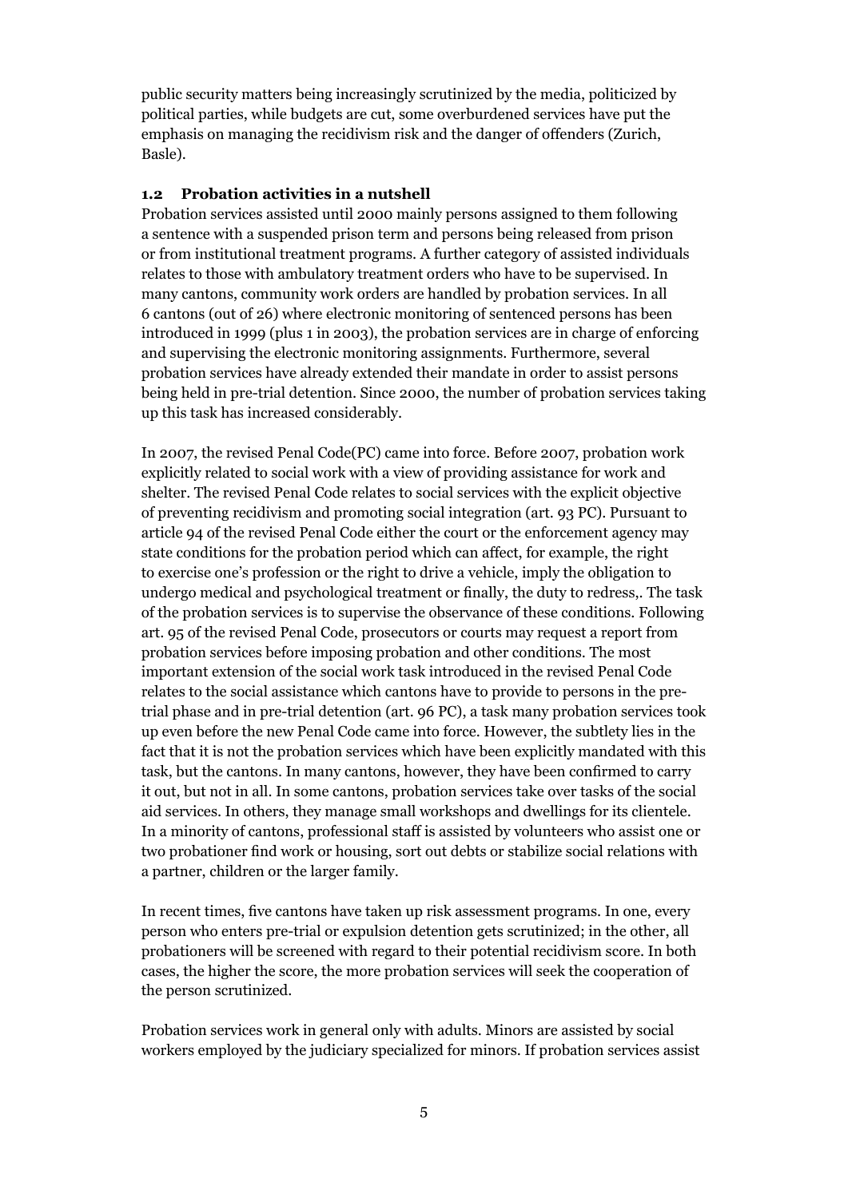public security matters being increasingly scrutinized by the media, politicized by political parties, while budgets are cut, some overburdened services have put the emphasis on managing the recidivism risk and the danger of offenders (Zurich, Basle).

### 1.2 Probation activities in a nutshell

Probation services assisted until 2000 mainly persons assigned to them following a sentence with a suspended prison term and persons being released from prison or from institutional treatment programs. A further category of assisted individuals relates to those with ambulatory treatment orders who have to be supervised. In many cantons, community work orders are handled by probation services. In all 6 cantons (out of 26) where electronic monitoring of sentenced persons has been introduced in 1999 (plus 1 in 2003), the probation services are in charge of enforcing and supervising the electronic monitoring assignments. Furthermore, several probation services have already extended their mandate in order to assist persons being held in pre-trial detention. Since 2000, the number of probation services taking up this task has increased considerably.

In 2007, the revised Penal Code(PC) came into force. Before 2007, probation work explicitly related to social work with a view of providing assistance for work and shelter. The revised Penal Code relates to social services with the explicit objective of preventing recidivism and promoting social integration (art. 93 PC). Pursuant to article 94 of the revised Penal Code either the court or the enforcement agency may state conditions for the probation period which can affect, for example, the right to exercise one's profession or the right to drive a vehicle, imply the obligation to undergo medical and psychological treatment or finally, the duty to redress,. The task of the probation services is to supervise the observance of these conditions. Following art. 95 of the revised Penal Code, prosecutors or courts may request a report from probation services before imposing probation and other conditions. The most important extension of the social work task introduced in the revised Penal Code relates to the social assistance which cantons have to provide to persons in the pre-trial phase and in pre-trial detention (art. 96 PC), a task many probation services took up even before the new Penal Code came into force. However, the subtlety lies in the fact that it is not the probation services which have been explicitly mandated with this task, but the cantons. In many cantons, however, they have been confirmed to carry it out, but not in all. In some cantons, probation services take over tasks of the social aid services. In others, they manage small workshops and dwellings for its clientele. In a minority of cantons, professional staff is assisted by volunteers who assist one or two probationer find work or housing, sort out debts or stabilize social relations with a partner, children or the larger family.

In recent times, five cantons have taken up risk assessment programs. In one, every person who enters pre-trial or expulsion detention gets scrutinized; in the other, all probationers will be screened with regard to their potential recidivism score. In both cases, the higher the score, the more probation services will seek the cooperation of the person scrutinized.

Probation services work in general only with adults. Minors are assisted by social workers employed by the judiciary specialized for minors. If probation services assist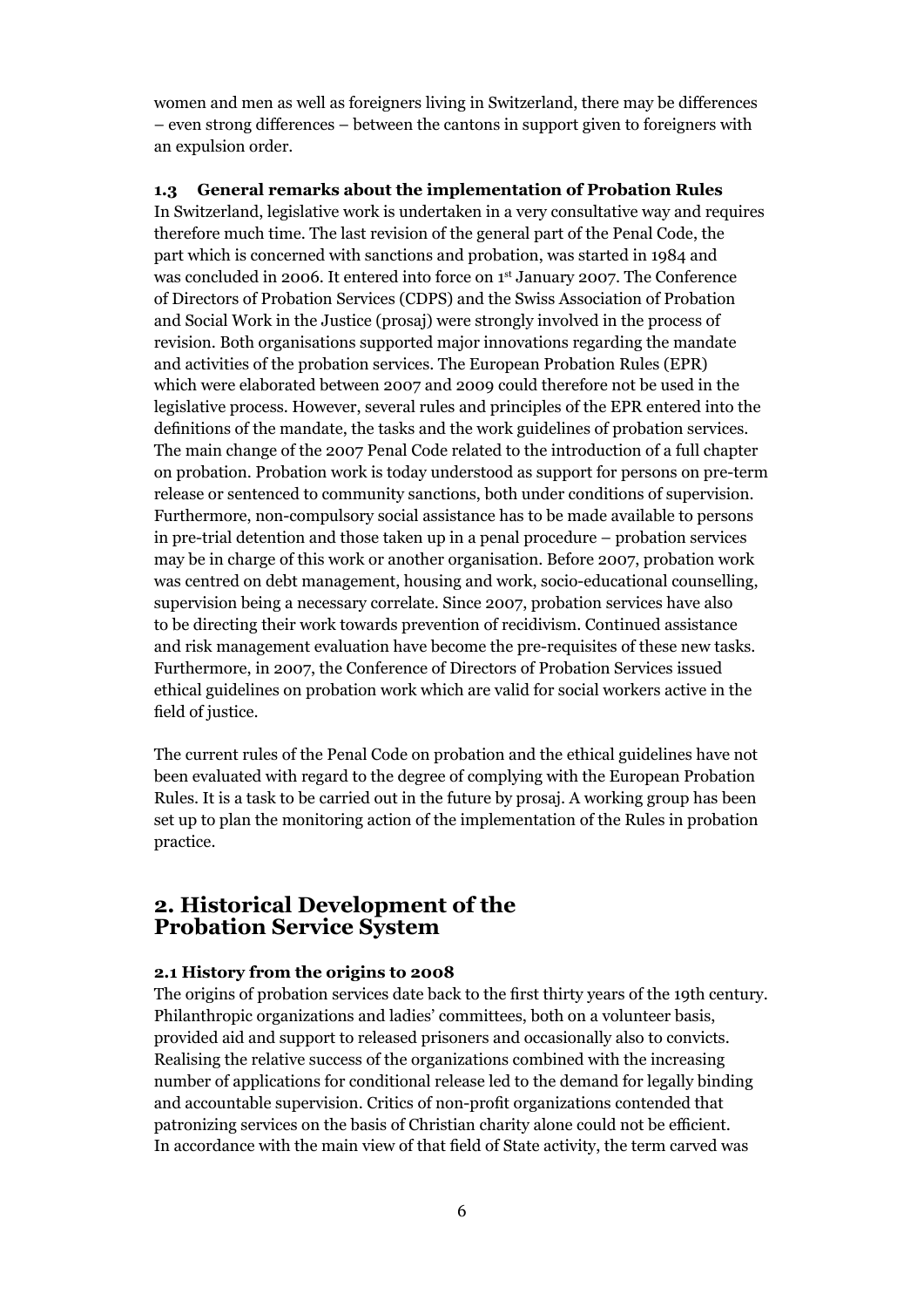women and men as well as foreigners living in Switzerland, there may be differences – even strong differences – between the cantons in support given to foreigners with an expulsion order.

### 1.3 General remarks about the implementation of Probation Rules

In Switzerland, legislative work is undertaken in a very consultative way and requires therefore much time. The last revision of the general part of the Penal Code, the part which is concerned with sanctions and probation, was started in 1984 and was concluded in 2006. It entered into force on 1st January 2007. The Conference of Directors of Probation Services (CDPS) and the Swiss Association of Probation and Social Work in the Justice (prosaj) were strongly involved in the process of revision. Both organisations supported major innovations regarding the mandate and activities of the probation services. The European Probation Rules (EPR) which were elaborated between 2007 and 2009 could therefore not be used in the legislative process. However, several rules and principles of the EPR entered into the definitions of the mandate, the tasks and the work guidelines of probation services. The main change of the 2007 Penal Code related to the introduction of a full chapter on probation. Probation work is today understood as support for persons on pre-term release or sentenced to community sanctions, both under conditions of supervision. Furthermore, non-compulsory social assistance has to be made available to persons in pre-trial detention and those taken up in a penal procedure – probation services may be in charge of this work or another organisation. Before 2007, probation work was centred on debt management, housing and work, socio-educational counselling, supervision being a necessary correlate. Since 2007, probation services have also to be directing their work towards prevention of recidivism. Continued assistance and risk management evaluation have become the pre-requisites of these new tasks. Furthermore, in 2007, the Conference of Directors of Probation Services issued ethical guidelines on probation work which are valid for social workers active in the field of justice.

The current rules of the Penal Code on probation and the ethical guidelines have not been evaluated with regard to the degree of complying with the European Probation Rules. It is a task to be carried out in the future by prosaj. A working group has been set up to plan the monitoring action of the implementation of the Rules in probation practice.

## 2. Historical Development of the Probation Service System

### 2.1 History from the origins to 2008

The origins of probation services date back to the first thirty years of the 19th century. Philanthropic organizations and ladies' committees, both on a volunteer basis, provided aid and support to released prisoners and occasionally also to convicts. Realising the relative success of the organizations combined with the increasing number of applications for conditional release led to the demand for legally binding and accountable supervision. Critics of non-profit organizations contended that patronizing services on the basis of Christian charity alone could not be efficient. In accordance with the main view of that field of State activity, the term carved was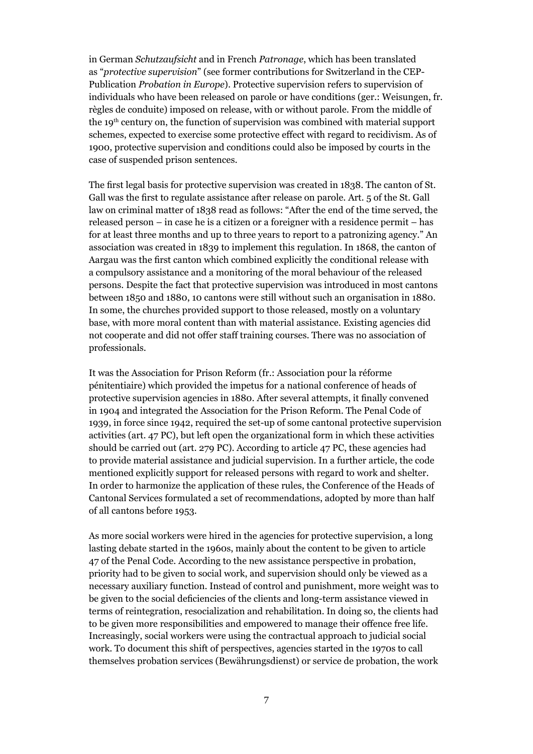in German *Schutzaufsicht* and in French *Patronage*, which has been translated as "*protective supervision*" (see former contributions for Switzerland in the CEP-Publication *Probation in Europe*). Protective supervision refers to supervision of individuals who have been released on parole or have conditions (ger.: Weisungen, fr. règles de conduite) imposed on release, with or without parole. From the middle of the 19th century on, the function of supervision was combined with material support schemes, expected to exercise some protective effect with regard to recidivism. As of 1900, protective supervision and conditions could also be imposed by courts in the case of suspended prison sentences.

The first legal basis for protective supervision was created in 1838. The canton of St. Gall was the first to regulate assistance after release on parole. Art. 5 of the St. Gall law on criminal matter of 1838 read as follows: "After the end of the time served, the released person – in case he is a citizen or a foreigner with a residence permit – has for at least three months and up to three years to report to a patronizing agency." An association was created in 1839 to implement this regulation. In 1868, the canton of Aargau was the first canton which combined explicitly the conditional release with a compulsory assistance and a monitoring of the moral behaviour of the released persons. Despite the fact that protective supervision was introduced in most cantons between 1850 and 1880, 10 cantons were still without such an organisation in 1880. In some, the churches provided support to those released, mostly on a voluntary base, with more moral content than with material assistance. Existing agencies did not cooperate and did not offer staff training courses. There was no association of professionals.

It was the Association for Prison Reform (fr.: Association pour la réforme pénitentiaire) which provided the impetus for a national conference of heads of protective supervision agencies in 1880. After several attempts, it finally convened in 1904 and integrated the Association for the Prison Reform. The Penal Code of 1939, in force since 1942, required the set-up of some cantonal protective supervision activities (art. 47 PC), but left open the organizational form in which these activities should be carried out (art. 279 PC). According to article 47 PC, these agencies had to provide material assistance and judicial supervision. In a further article, the code mentioned explicitly support for released persons with regard to work and shelter. In order to harmonize the application of these rules, the Conference of the Heads of Cantonal Services formulated a set of recommendations, adopted by more than half of all cantons before 1953.

As more social workers were hired in the agencies for protective supervision, a long lasting debate started in the 1960s, mainly about the content to be given to article 47 of the Penal Code. According to the new assistance perspective in probation, priority had to be given to social work, and supervision should only be viewed as a necessary auxiliary function. Instead of control and punishment, more weight was to be given to the social deficiencies of the clients and long-term assistance viewed in terms of reintegration, resocialization and rehabilitation. In doing so, the clients had to be given more responsibilities and empowered to manage their offence free life. Increasingly, social workers were using the contractual approach to judicial social work. To document this shift of perspectives, agencies started in the 1970s to call themselves probation services (Bewährungsdienst) or service de probation, the work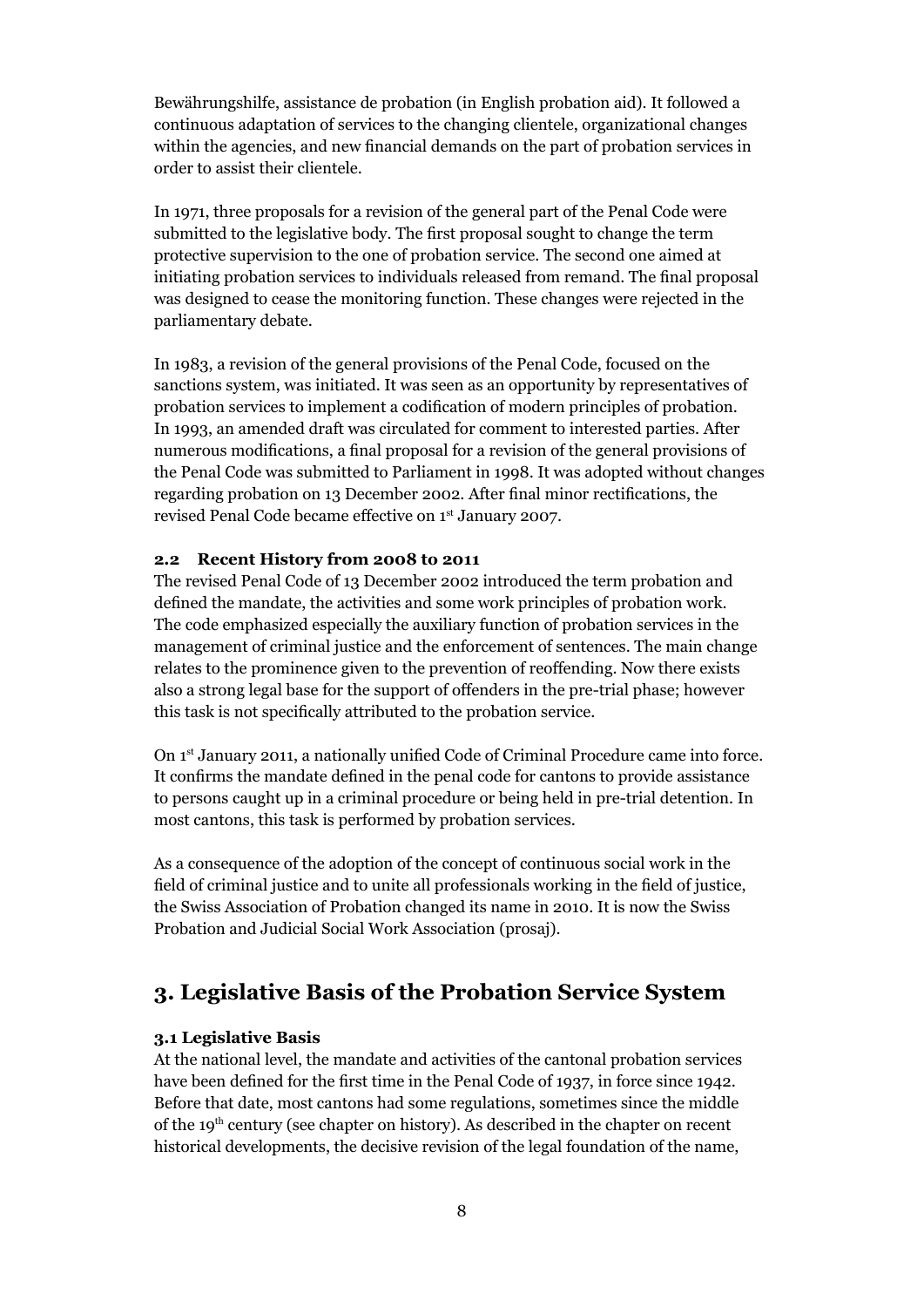Bewährungshilfe, assistance de probation (in English probation aid). It followed a continuous adaptation of services to the changing clientele, organizational changes within the agencies, and new financial demands on the part of probation services in order to assist their clientele.

In 1971, three proposals for a revision of the general part of the Penal Code were submitted to the legislative body. The first proposal sought to change the term protective supervision to the one of probation service. The second one aimed at initiating probation services to individuals released from remand. The final proposal was designed to cease the monitoring function. These changes were rejected in the parliamentary debate.

In 1983, a revision of the general provisions of the Penal Code, focused on the sanctions system, was initiated. It was seen as an opportunity by representatives of probation services to implement a codification of modern principles of probation. In 1993, an amended draft was circulated for comment to interested parties. After numerous modifications, a final proposal for a revision of the general provisions of the Penal Code was submitted to Parliament in 1998. It was adopted without changes regarding probation on 13 December 2002. After final minor rectifications, the revised Penal Code became effective on 1st January 2007.

### 2.2 Recent History from 2008 to 2011

The revised Penal Code of 13 December 2002 introduced the term probation and defined the mandate, the activities and some work principles of probation work. The code emphasized especially the auxiliary function of probation services in the management of criminal justice and the enforcement of sentences. The main change relates to the prominence given to the prevention of reoffending. Now there exists also a strong legal base for the support of offenders in the pre-trial phase; however this task is not specifically attributed to the probation service.

On 1st January 2011, a nationally unified Code of Criminal Procedure came into force. It confirms the mandate defined in the penal code for cantons to provide assistance to persons caught up in a criminal procedure or being held in pre-trial detention. In most cantons, this task is performed by probation services.

As a consequence of the adoption of the concept of continuous social work in the field of criminal justice and to unite all professionals working in the field of justice, the Swiss Association of Probation changed its name in 2010. It is now the Swiss Probation and Judicial Social Work Association (prosaj).

## 3. Legislative Basis of the Probation Service System

### 3.1 Legislative Basis

At the national level, the mandate and activities of the cantonal probation services have been defined for the first time in the Penal Code of 1937, in force since 1942. Before that date, most cantons had some regulations, sometimes since the middle of the 19th century (see chapter on history). As described in the chapter on recent historical developments, the decisive revision of the legal foundation of the name,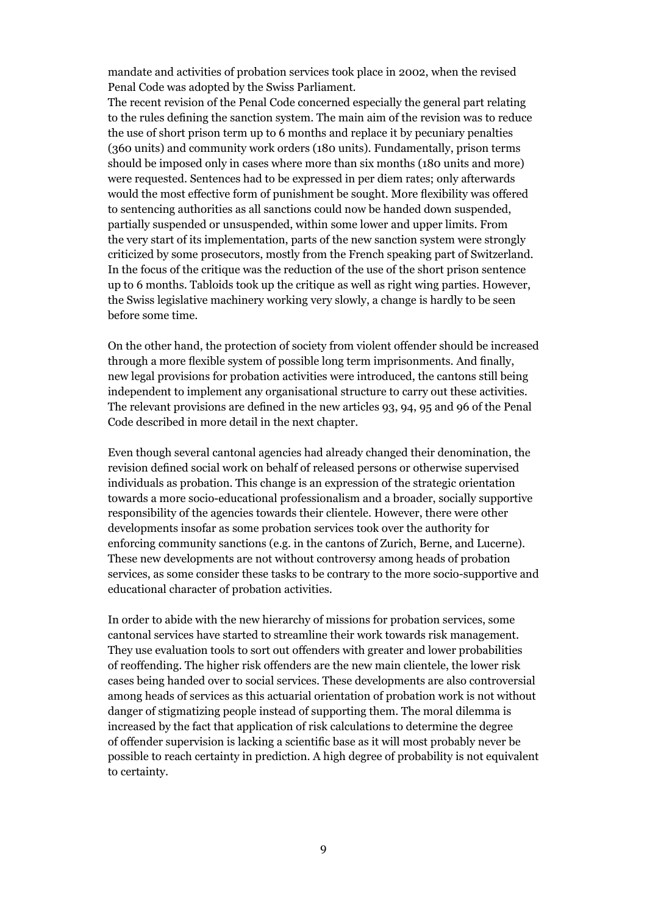mandate and activities of probation services took place in 2002, when the revised Penal Code was adopted by the Swiss Parliament.
The recent revision of the Penal Code concerned especially the general part relating to the rules defining the sanction system. The main aim of the revision was to reduce the use of short prison term up to 6 months and replace it by pecuniary penalties (360 units) and community work orders (180 units). Fundamentally, prison terms should be imposed only in cases where more than six months (180 units and more) were requested. Sentences had to be expressed in per diem rates; only afterwards would the most effective form of punishment be sought. More flexibility was offered to sentencing authorities as all sanctions could now be handed down suspended, partially suspended or unsuspended, within some lower and upper limits. From the very start of its implementation, parts of the new sanction system were strongly criticized by some prosecutors, mostly from the French speaking part of Switzerland. In the focus of the critique was the reduction of the use of the short prison sentence up to 6 months. Tabloids took up the critique as well as right wing parties. However, the Swiss legislative machinery working very slowly, a change is hardly to be seen before some time.

On the other hand, the protection of society from violent offender should be increased through a more flexible system of possible long term imprisonments. And finally, new legal provisions for probation activities were introduced, the cantons still being independent to implement any organisational structure to carry out these activities. The relevant provisions are defined in the new articles 93, 94, 95 and 96 of the Penal Code described in more detail in the next chapter.

Even though several cantonal agencies had already changed their denomination, the revision defined social work on behalf of released persons or otherwise supervised individuals as probation. This change is an expression of the strategic orientation towards a more socio-educational professionalism and a broader, socially supportive responsibility of the agencies towards their clientele. However, there were other developments insofar as some probation services took over the authority for enforcing community sanctions (e.g. in the cantons of Zurich, Berne, and Lucerne). These new developments are not without controversy among heads of probation services, as some consider these tasks to be contrary to the more socio-supportive and educational character of probation activities.

In order to abide with the new hierarchy of missions for probation services, some cantonal services have started to streamline their work towards risk management. They use evaluation tools to sort out offenders with greater and lower probabilities of reoffending. The higher risk offenders are the new main clientele, the lower risk cases being handed over to social services. These developments are also controversial among heads of services as this actuarial orientation of probation work is not without danger of stigmatizing people instead of supporting them. The moral dilemma is increased by the fact that application of risk calculations to determine the degree of offender supervision is lacking a scientific base as it will most probably never be possible to reach certainty in prediction. A high degree of probability is not equivalent to certainty.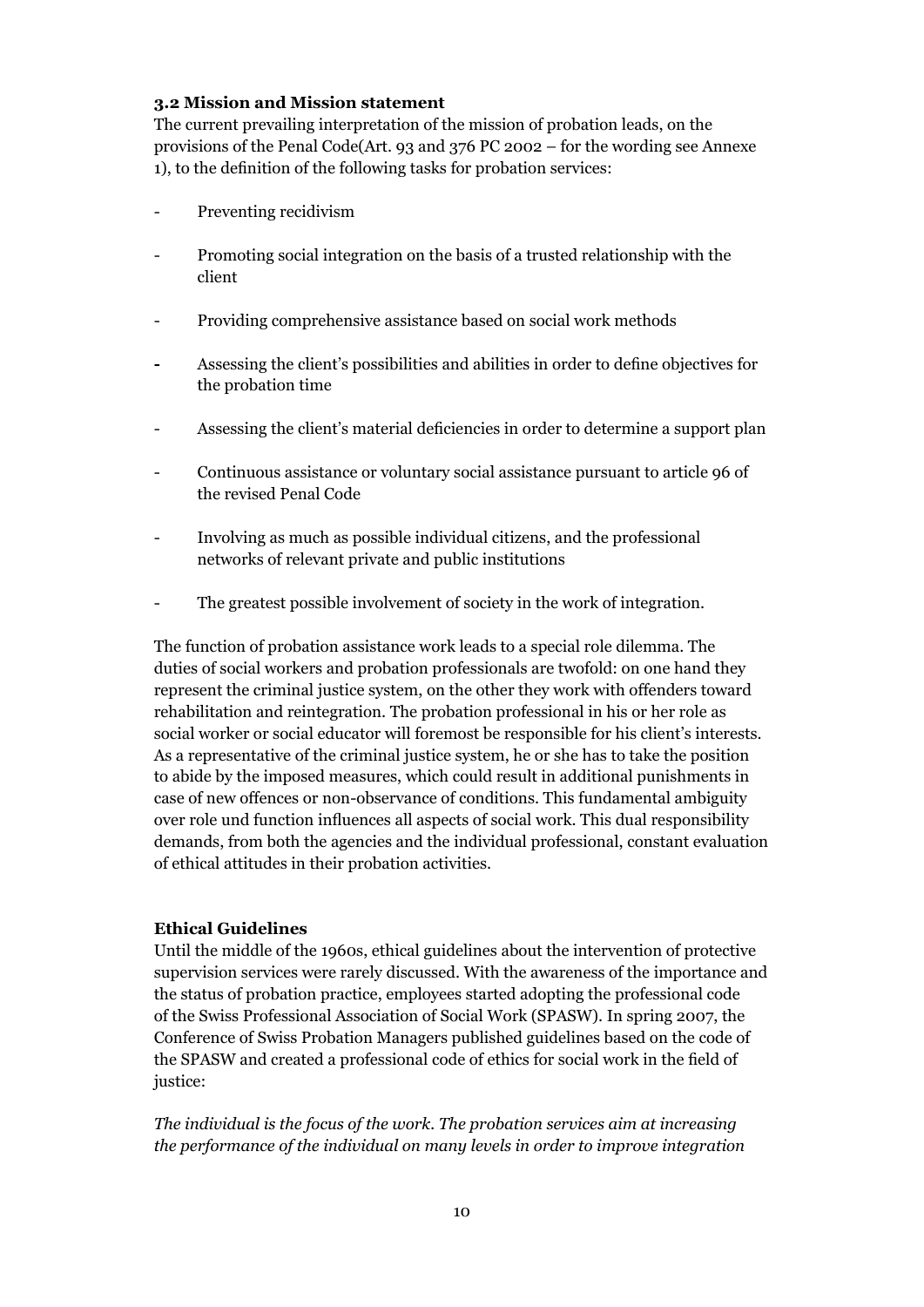### 3.2 Mission and Mission statement

The current prevailing interpretation of the mission of probation leads, on the provisions of the Penal Code(Art. 93 and 376 PC 2002 – for the wording see Annexe 1), to the definition of the following tasks for probation services:

- Preventing recidivism
- Promoting social integration on the basis of a trusted relationship with the client
- Providing comprehensive assistance based on social work methods
- Assessing the client's possibilities and abilities in order to define objectives for the probation time
- Assessing the client's material deficiencies in order to determine a support plan
- Continuous assistance or voluntary social assistance pursuant to article 96 of the revised Penal Code
- Involving as much as possible individual citizens, and the professional networks of relevant private and public institutions
- The greatest possible involvement of society in the work of integration.

The function of probation assistance work leads to a special role dilemma. The duties of social workers and probation professionals are twofold: on one hand they represent the criminal justice system, on the other they work with offenders toward rehabilitation and reintegration. The probation professional in his or her role as social worker or social educator will foremost be responsible for his client's interests. As a representative of the criminal justice system, he or she has to take the position to abide by the imposed measures, which could result in additional punishments in case of new offences or non-observance of conditions. This fundamental ambiguity over role und function influences all aspects of social work. This dual responsibility demands, from both the agencies and the individual professional, constant evaluation of ethical attitudes in their probation activities.

**Ethical Guidelines**

Until the middle of the 1960s, ethical guidelines about the intervention of protective supervision services were rarely discussed. With the awareness of the importance and the status of probation practice, employees started adopting the professional code of the Swiss Professional Association of Social Work (SPASW). In spring 2007, the Conference of Swiss Probation Managers published guidelines based on the code of the SPASW and created a professional code of ethics for social work in the field of justice:

*The individual is the focus of the work. The probation services aim at increasing the performance of the individual on many levels in order to improve integration*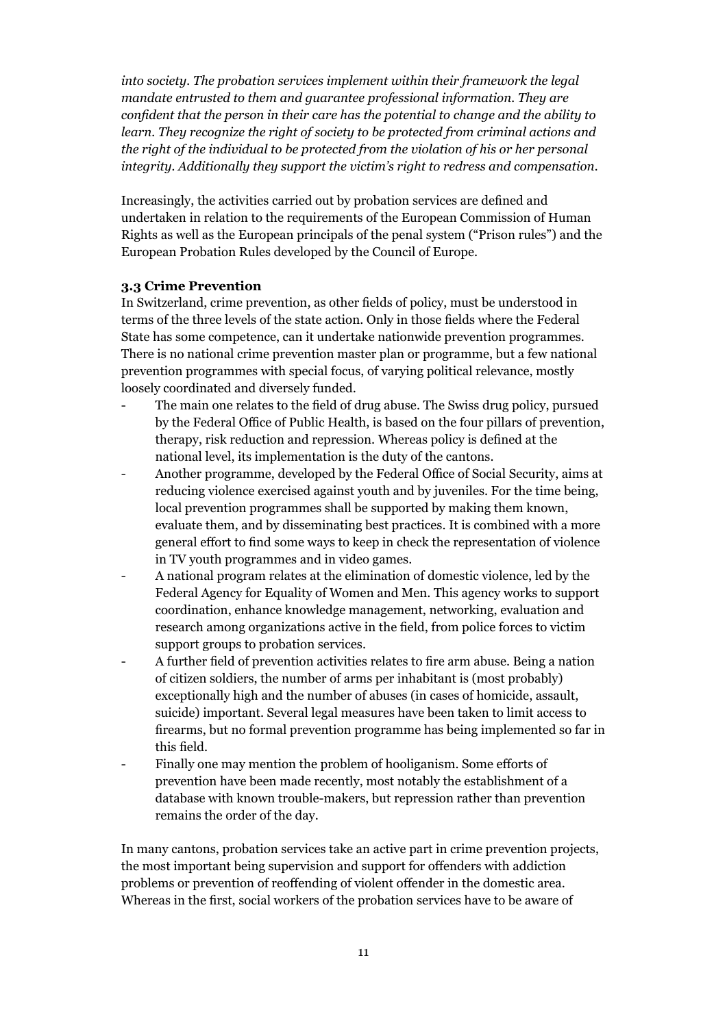*into society. The probation services implement within their framework the legal mandate entrusted to them and guarantee professional information. They are confident that the person in their care has the potential to change and the ability to learn. They recognize the right of society to be protected from criminal actions and the right of the individual to be protected from the violation of his or her personal integrity. Additionally they support the victim's right to redress and compensation.*

Increasingly, the activities carried out by probation services are defined and undertaken in relation to the requirements of the European Commission of Human Rights as well as the European principals of the penal system ("Prison rules") and the European Probation Rules developed by the Council of Europe.

### 3.3 Crime Prevention

In Switzerland, crime prevention, as other fields of policy, must be understood in terms of the three levels of the state action. Only in those fields where the Federal State has some competence, can it undertake nationwide prevention programmes. There is no national crime prevention master plan or programme, but a few national prevention programmes with special focus, of varying political relevance, mostly loosely coordinated and diversely funded.

- The main one relates to the field of drug abuse. The Swiss drug policy, pursued by the Federal Office of Public Health, is based on the four pillars of prevention, therapy, risk reduction and repression. Whereas policy is defined at the national level, its implementation is the duty of the cantons.
- Another programme, developed by the Federal Office of Social Security, aims at reducing violence exercised against youth and by juveniles. For the time being, local prevention programmes shall be supported by making them known, evaluate them, and by disseminating best practices. It is combined with a more general effort to find some ways to keep in check the representation of violence in TV youth programmes and in video games.
- A national program relates at the elimination of domestic violence, led by the Federal Agency for Equality of Women and Men. This agency works to support coordination, enhance knowledge management, networking, evaluation and research among organizations active in the field, from police forces to victim support groups to probation services.
- A further field of prevention activities relates to fire arm abuse. Being a nation of citizen soldiers, the number of arms per inhabitant is (most probably) exceptionally high and the number of abuses (in cases of homicide, assault, suicide) important. Several legal measures have been taken to limit access to firearms, but no formal prevention programme has being implemented so far in this field.
- Finally one may mention the problem of hooliganism. Some efforts of prevention have been made recently, most notably the establishment of a database with known trouble-makers, but repression rather than prevention remains the order of the day.

In many cantons, probation services take an active part in crime prevention projects, the most important being supervision and support for offenders with addiction problems or prevention of reoffending of violent offender in the domestic area. Whereas in the first, social workers of the probation services have to be aware of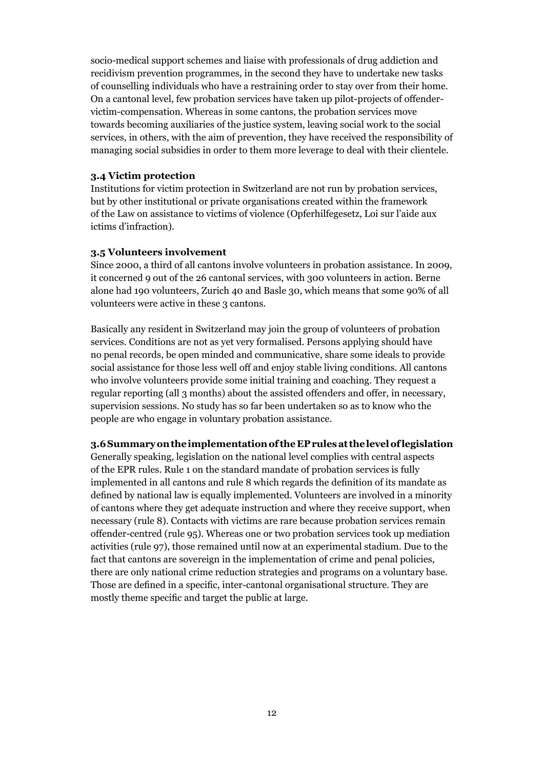socio-medical support schemes and liaise with professionals of drug addiction and recidivism prevention programmes, in the second they have to undertake new tasks of counselling individuals who have a restraining order to stay over from their home. On a cantonal level, few probation services have taken up pilot-projects of offender-victim-compensation. Whereas in some cantons, the probation services move towards becoming auxiliaries of the justice system, leaving social work to the social services, in others, with the aim of prevention, they have received the responsibility of managing social subsidies in order to them more leverage to deal with their clientele.

### 3.4 Victim protection

Institutions for victim protection in Switzerland are not run by probation services, but by other institutional or private organisations created within the framework of the Law on assistance to victims of violence (Opferhilfegesetz, Loi sur l'aide aux ictims d'infraction).

### 3.5 Volunteers involvement

Since 2000, a third of all cantons involve volunteers in probation assistance. In 2009, it concerned 9 out of the 26 cantonal services, with 300 volunteers in action. Berne alone had 190 volunteers, Zurich 40 and Basle 30, which means that some 90% of all volunteers were active in these 3 cantons.

Basically any resident in Switzerland may join the group of volunteers of probation services. Conditions are not as yet very formalised. Persons applying should have no penal records, be open minded and communicative, share some ideals to provide social assistance for those less well off and enjoy stable living conditions. All cantons who involve volunteers provide some initial training and coaching. They request a regular reporting (all 3 months) about the assisted offenders and offer, in necessary, supervision sessions. No study has so far been undertaken so as to know who the people are who engage in voluntary probation assistance.

### 3.6 Summary on the implementation of the EP rules at the level of legislation

Generally speaking, legislation on the national level complies with central aspects of the EPR rules. Rule 1 on the standard mandate of probation services is fully implemented in all cantons and rule 8 which regards the definition of its mandate as defined by national law is equally implemented. Volunteers are involved in a minority of cantons where they get adequate instruction and where they receive support, when necessary (rule 8). Contacts with victims are rare because probation services remain offender-centred (rule 95). Whereas one or two probation services took up mediation activities (rule 97), those remained until now at an experimental stadium. Due to the fact that cantons are sovereign in the implementation of crime and penal policies, there are only national crime reduction strategies and programs on a voluntary base. Those are defined in a specific, inter-cantonal organisational structure. They are mostly theme specific and target the public at large.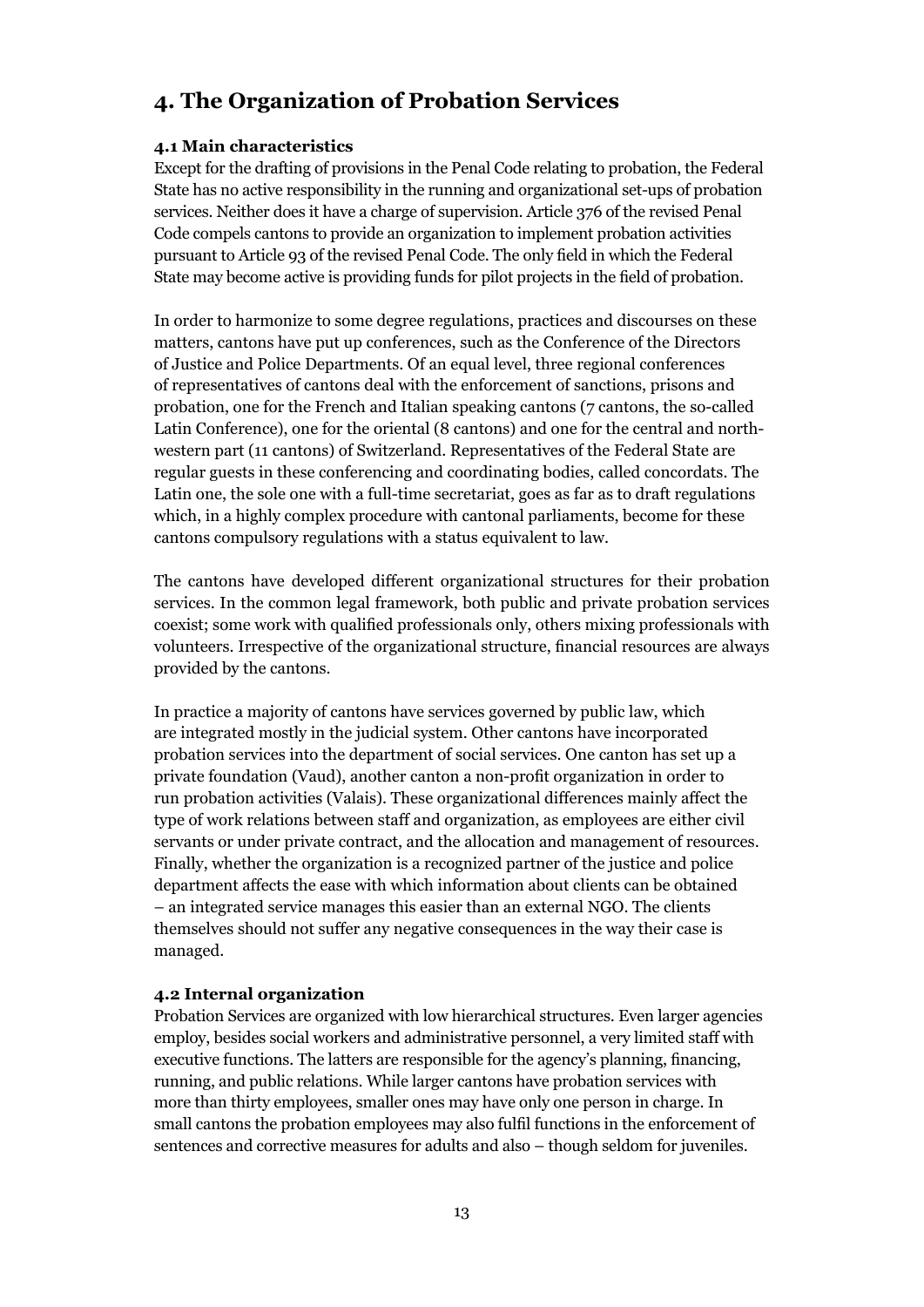# 4. The Organization of Probation Services

### 4.1 Main characteristics

Except for the drafting of provisions in the Penal Code relating to probation, the Federal State has no active responsibility in the running and organizational set-ups of probation services. Neither does it have a charge of supervision. Article 376 of the revised Penal Code compels cantons to provide an organization to implement probation activities pursuant to Article 93 of the revised Penal Code. The only field in which the Federal State may become active is providing funds for pilot projects in the field of probation.

In order to harmonize to some degree regulations, practices and discourses on these matters, cantons have put up conferences, such as the Conference of the Directors of Justice and Police Departments. Of an equal level, three regional conferences of representatives of cantons deal with the enforcement of sanctions, prisons and probation, one for the French and Italian speaking cantons (7 cantons, the so-called Latin Conference), one for the oriental (8 cantons) and one for the central and north-western part (11 cantons) of Switzerland. Representatives of the Federal State are regular guests in these conferencing and coordinating bodies, called concordats. The Latin one, the sole one with a full-time secretariat, goes as far as to draft regulations which, in a highly complex procedure with cantonal parliaments, become for these cantons compulsory regulations with a status equivalent to law.

The cantons have developed different organizational structures for their probation services. In the common legal framework, both public and private probation services coexist; some work with qualified professionals only, others mixing professionals with volunteers. Irrespective of the organizational structure, financial resources are always provided by the cantons.

In practice a majority of cantons have services governed by public law, which are integrated mostly in the judicial system. Other cantons have incorporated probation services into the department of social services. One canton has set up a private foundation (Vaud), another canton a non-profit organization in order to run probation activities (Valais). These organizational differences mainly affect the type of work relations between staff and organization, as employees are either civil servants or under private contract, and the allocation and management of resources. Finally, whether the organization is a recognized partner of the justice and police department affects the ease with which information about clients can be obtained – an integrated service manages this easier than an external NGO. The clients themselves should not suffer any negative consequences in the way their case is managed.

### 4.2 Internal organization

Probation Services are organized with low hierarchical structures. Even larger agencies employ, besides social workers and administrative personnel, a very limited staff with executive functions. The latters are responsible for the agency's planning, financing, running, and public relations. While larger cantons have probation services with more than thirty employees, smaller ones may have only one person in charge. In small cantons the probation employees may also fulfil functions in the enforcement of sentences and corrective measures for adults and also – though seldom for juveniles.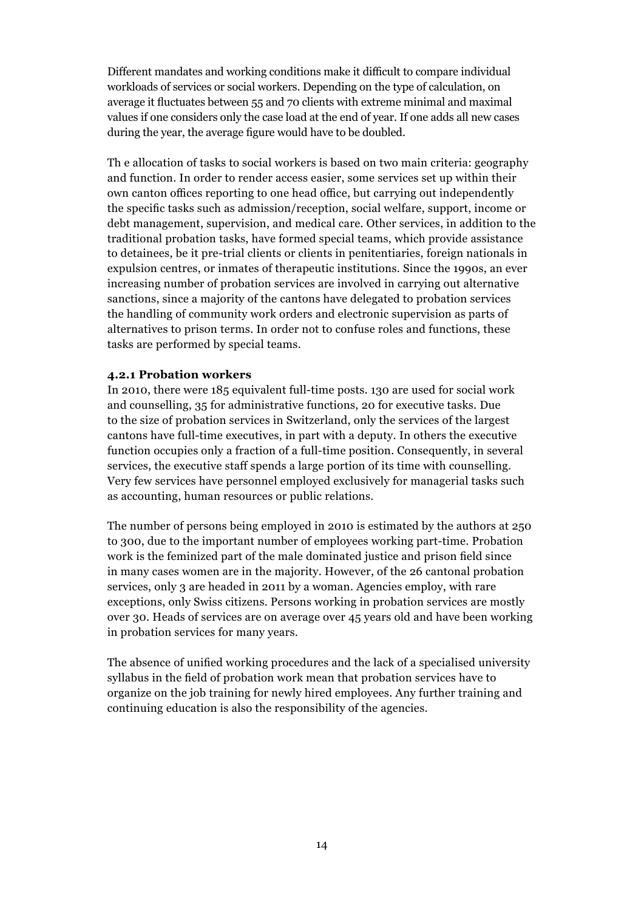Different mandates and working conditions make it difficult to compare individual workloads of services or social workers. Depending on the type of calculation, on average it fluctuates between 55 and 70 clients with extreme minimal and maximal values if one considers only the case load at the end of year. If one adds all new cases during the year, the average figure would have to be doubled.

Th e allocation of tasks to social workers is based on two main criteria: geography and function. In order to render access easier, some services set up within their own canton offices reporting to one head office, but carrying out independently the specific tasks such as admission/reception, social welfare, support, income or debt management, supervision, and medical care. Other services, in addition to the traditional probation tasks, have formed special teams, which provide assistance to detainees, be it pre-trial clients or clients in penitentiaries, foreign nationals in expulsion centres, or inmates of therapeutic institutions. Since the 1990s, an ever increasing number of probation services are involved in carrying out alternative sanctions, since a majority of the cantons have delegated to probation services the handling of community work orders and electronic supervision as parts of alternatives to prison terms. In order not to confuse roles and functions, these tasks are performed by special teams.

### 4.2.1 Probation workers

In 2010, there were 185 equivalent full-time posts. 130 are used for social work and counselling, 35 for administrative functions, 20 for executive tasks. Due to the size of probation services in Switzerland, only the services of the largest cantons have full-time executives, in part with a deputy. In others the executive function occupies only a fraction of a full-time position. Consequently, in several services, the executive staff spends a large portion of its time with counselling. Very few services have personnel employed exclusively for managerial tasks such as accounting, human resources or public relations.

The number of persons being employed in 2010 is estimated by the authors at 250 to 300, due to the important number of employees working part-time. Probation work is the feminized part of the male dominated justice and prison field since in many cases women are in the majority. However, of the 26 cantonal probation services, only 3 are headed in 2011 by a woman. Agencies employ, with rare exceptions, only Swiss citizens. Persons working in probation services are mostly over 30. Heads of services are on average over 45 years old and have been working in probation services for many years.

The absence of unified working procedures and the lack of a specialised university syllabus in the field of probation work mean that probation services have to organize on the job training for newly hired employees. Any further training and continuing education is also the responsibility of the agencies.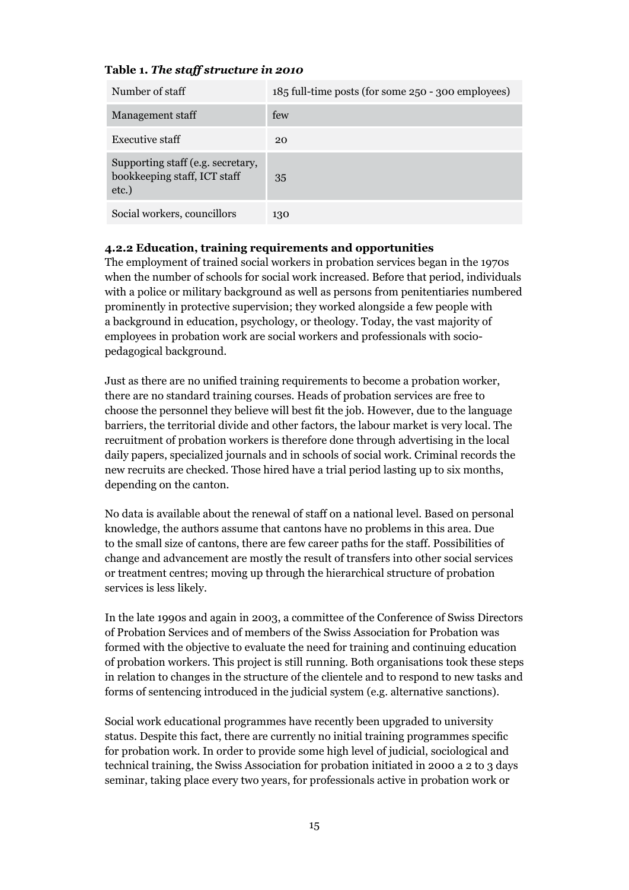**Table 1.** ***The staff structure in 2010***

| Number of staff | 185 full-time posts (for some 250 - 300 employees) |
|---|---|
| Management staff | few |
| Executive staff | 20 |
| Supporting staff (e.g. secretary, bookkeeping staff, ICT staff etc.) | 35 |
| Social workers, councillors | 130 |

#### 4.2.2 Education, training requirements and opportunities

The employment of trained social workers in probation services began in the 1970s when the number of schools for social work increased. Before that period, individuals with a police or military background as well as persons from penitentiaries numbered prominently in protective supervision; they worked alongside a few people with a background in education, psychology, or theology. Today, the vast majority of employees in probation work are social workers and professionals with socio-pedagogical background.

Just as there are no unified training requirements to become a probation worker, there are no standard training courses. Heads of probation services are free to choose the personnel they believe will best fit the job. However, due to the language barriers, the territorial divide and other factors, the labour market is very local. The recruitment of probation workers is therefore done through advertising in the local daily papers, specialized journals and in schools of social work. Criminal records the new recruits are checked. Those hired have a trial period lasting up to six months, depending on the canton.

No data is available about the renewal of staff on a national level. Based on personal knowledge, the authors assume that cantons have no problems in this area. Due to the small size of cantons, there are few career paths for the staff. Possibilities of change and advancement are mostly the result of transfers into other social services or treatment centres; moving up through the hierarchical structure of probation services is less likely.

In the late 1990s and again in 2003, a committee of the Conference of Swiss Directors of Probation Services and of members of the Swiss Association for Probation was formed with the objective to evaluate the need for training and continuing education of probation workers. This project is still running. Both organisations took these steps in relation to changes in the structure of the clientele and to respond to new tasks and forms of sentencing introduced in the judicial system (e.g. alternative sanctions).

Social work educational programmes have recently been upgraded to university status. Despite this fact, there are currently no initial training programmes specific for probation work. In order to provide some high level of judicial, sociological and technical training, the Swiss Association for probation initiated in 2000 a 2 to 3 days seminar, taking place every two years, for professionals active in probation work or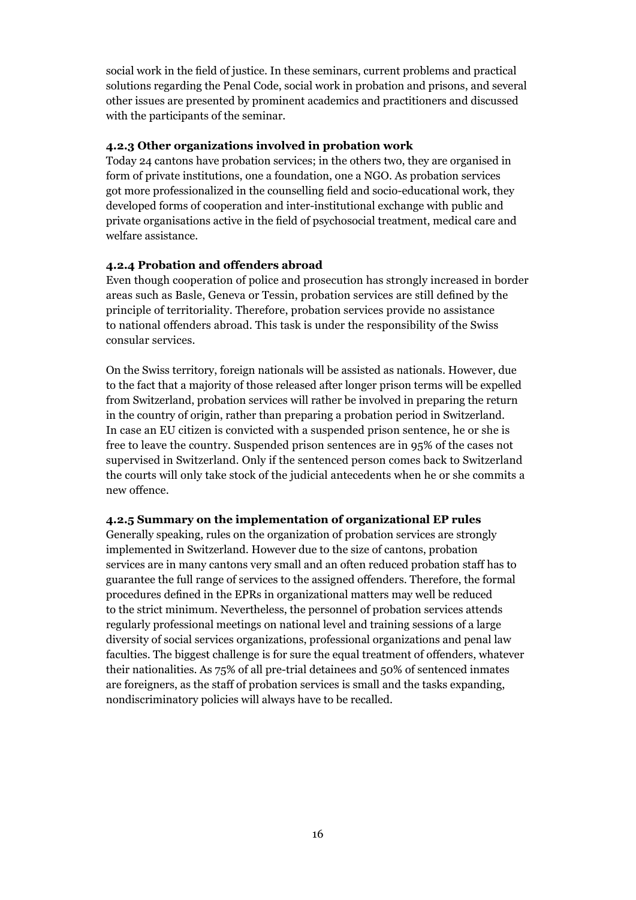social work in the field of justice. In these seminars, current problems and practical solutions regarding the Penal Code, social work in probation and prisons, and several other issues are presented by prominent academics and practitioners and discussed with the participants of the seminar.

### 4.2.3 Other organizations involved in probation work

Today 24 cantons have probation services; in the others two, they are organised in form of private institutions, one a foundation, one a NGO. As probation services got more professionalized in the counselling field and socio-educational work, they developed forms of cooperation and inter-institutional exchange with public and private organisations active in the field of psychosocial treatment, medical care and welfare assistance.

### 4.2.4 Probation and offenders abroad

Even though cooperation of police and prosecution has strongly increased in border areas such as Basle, Geneva or Tessin, probation services are still defined by the principle of territoriality. Therefore, probation services provide no assistance to national offenders abroad. This task is under the responsibility of the Swiss consular services.

On the Swiss territory, foreign nationals will be assisted as nationals. However, due to the fact that a majority of those released after longer prison terms will be expelled from Switzerland, probation services will rather be involved in preparing the return in the country of origin, rather than preparing a probation period in Switzerland. In case an EU citizen is convicted with a suspended prison sentence, he or she is free to leave the country. Suspended prison sentences are in 95% of the cases not supervised in Switzerland. Only if the sentenced person comes back to Switzerland the courts will only take stock of the judicial antecedents when he or she commits a new offence.

### 4.2.5 Summary on the implementation of organizational EP rules

Generally speaking, rules on the organization of probation services are strongly implemented in Switzerland. However due to the size of cantons, probation services are in many cantons very small and an often reduced probation staff has to guarantee the full range of services to the assigned offenders. Therefore, the formal procedures defined in the EPRs in organizational matters may well be reduced to the strict minimum. Nevertheless, the personnel of probation services attends regularly professional meetings on national level and training sessions of a large diversity of social services organizations, professional organizations and penal law faculties. The biggest challenge is for sure the equal treatment of offenders, whatever their nationalities. As 75% of all pre-trial detainees and 50% of sentenced inmates are foreigners, as the staff of probation services is small and the tasks expanding, nondiscriminatory policies will always have to be recalled.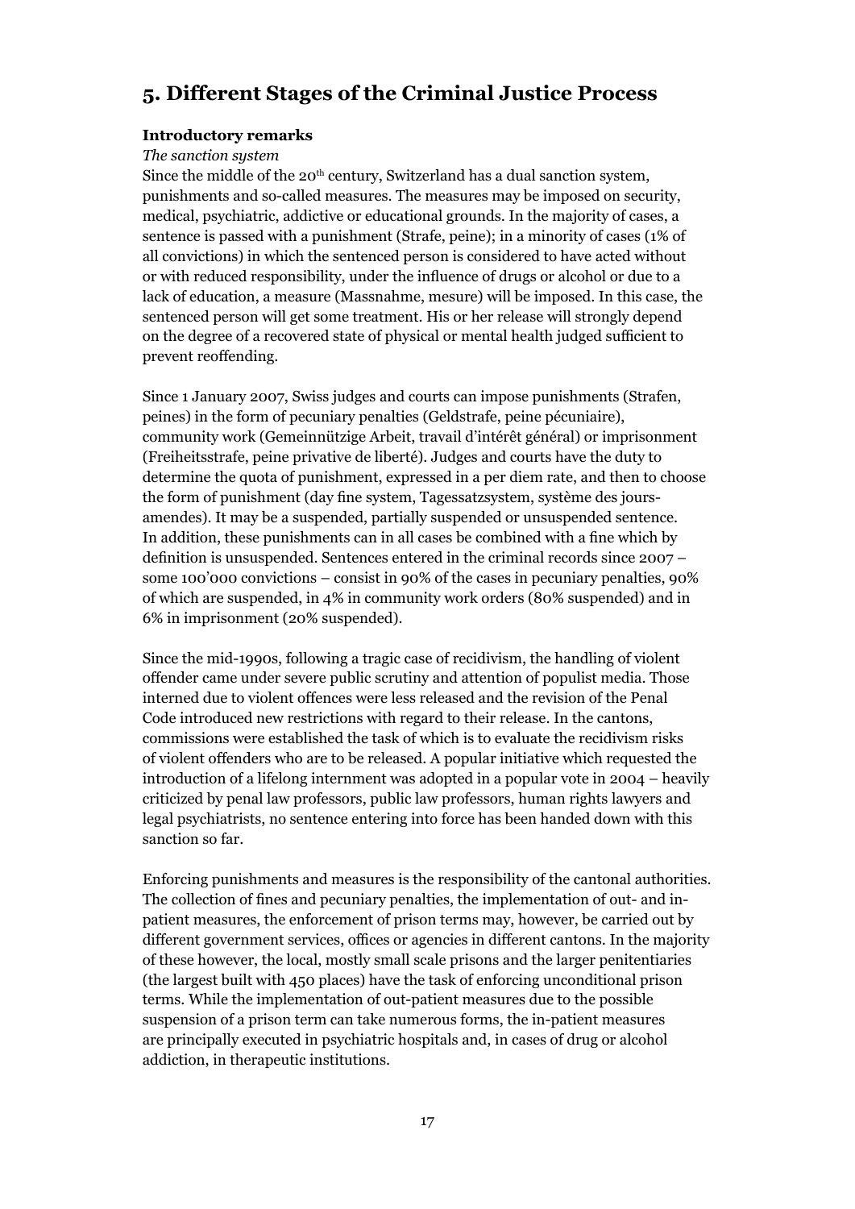## 5. Different Stages of the Criminal Justice Process

### Introductory remarks

*The sanction system*

Since the middle of the 20th century, Switzerland has a dual sanction system, punishments and so-called measures. The measures may be imposed on security, medical, psychiatric, addictive or educational grounds. In the majority of cases, a sentence is passed with a punishment (Strafe, peine); in a minority of cases (1% of all convictions) in which the sentenced person is considered to have acted without or with reduced responsibility, under the influence of drugs or alcohol or due to a lack of education, a measure (Massnahme, mesure) will be imposed. In this case, the sentenced person will get some treatment. His or her release will strongly depend on the degree of a recovered state of physical or mental health judged sufficient to prevent reoffending.

Since 1 January 2007, Swiss judges and courts can impose punishments (Strafen, peines) in the form of pecuniary penalties (Geldstrafe, peine pécuniaire), community work (Gemeinnützige Arbeit, travail d'intérêt général) or imprisonment (Freiheitsstrafe, peine privative de liberté). Judges and courts have the duty to determine the quota of punishment, expressed in a per diem rate, and then to choose the form of punishment (day fine system, Tagessatzsystem, système des jours-amendes). It may be a suspended, partially suspended or unsuspended sentence. In addition, these punishments can in all cases be combined with a fine which by definition is unsuspended. Sentences entered in the criminal records since 2007 – some 100'000 convictions – consist in 90% of the cases in pecuniary penalties, 90% of which are suspended, in 4% in community work orders (80% suspended) and in 6% in imprisonment (20% suspended).

Since the mid-1990s, following a tragic case of recidivism, the handling of violent offender came under severe public scrutiny and attention of populist media. Those interned due to violent offences were less released and the revision of the Penal Code introduced new restrictions with regard to their release. In the cantons, commissions were established the task of which is to evaluate the recidivism risks of violent offenders who are to be released. A popular initiative which requested the introduction of a lifelong internment was adopted in a popular vote in 2004 – heavily criticized by penal law professors, public law professors, human rights lawyers and legal psychiatrists, no sentence entering into force has been handed down with this sanction so far.

Enforcing punishments and measures is the responsibility of the cantonal authorities. The collection of fines and pecuniary penalties, the implementation of out- and in-patient measures, the enforcement of prison terms may, however, be carried out by different government services, offices or agencies in different cantons. In the majority of these however, the local, mostly small scale prisons and the larger penitentiaries (the largest built with 450 places) have the task of enforcing unconditional prison terms. While the implementation of out-patient measures due to the possible suspension of a prison term can take numerous forms, the in-patient measures are principally executed in psychiatric hospitals and, in cases of drug or alcohol addiction, in therapeutic institutions.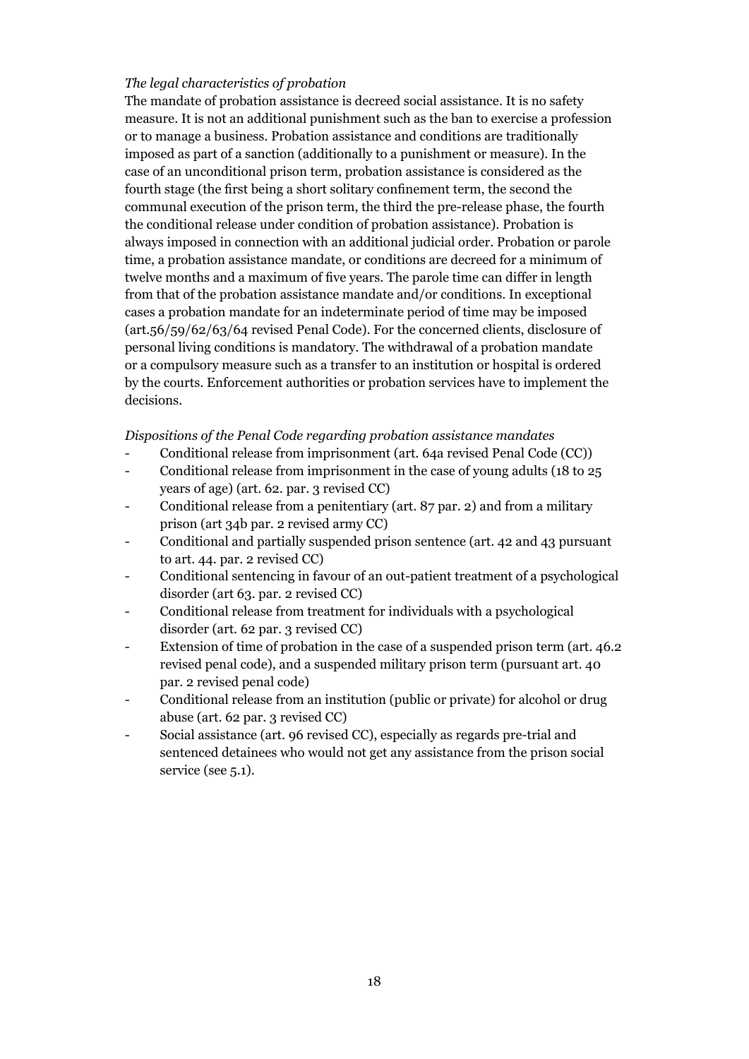*The legal characteristics of probation*

The mandate of probation assistance is decreed social assistance. It is no safety measure. It is not an additional punishment such as the ban to exercise a profession or to manage a business. Probation assistance and conditions are traditionally imposed as part of a sanction (additionally to a punishment or measure). In the case of an unconditional prison term, probation assistance is considered as the fourth stage (the first being a short solitary confinement term, the second the communal execution of the prison term, the third the pre-release phase, the fourth the conditional release under condition of probation assistance). Probation is always imposed in connection with an additional judicial order. Probation or parole time, a probation assistance mandate, or conditions are decreed for a minimum of twelve months and a maximum of five years. The parole time can differ in length from that of the probation assistance mandate and/or conditions. In exceptional cases a probation mandate for an indeterminate period of time may be imposed (art.56/59/62/63/64 revised Penal Code). For the concerned clients, disclosure of personal living conditions is mandatory. The withdrawal of a probation mandate or a compulsory measure such as a transfer to an institution or hospital is ordered by the courts. Enforcement authorities or probation services have to implement the decisions.

*Dispositions of the Penal Code regarding probation assistance mandates*

- Conditional release from imprisonment (art. 64a revised Penal Code (CC))
- Conditional release from imprisonment in the case of young adults (18 to 25 years of age) (art. 62. par. 3 revised CC)
- Conditional release from a penitentiary (art. 87 par. 2) and from a military prison (art 34b par. 2 revised army CC)
- Conditional and partially suspended prison sentence (art. 42 and 43 pursuant to art. 44. par. 2 revised CC)
- Conditional sentencing in favour of an out-patient treatment of a psychological disorder (art 63. par. 2 revised CC)
- Conditional release from treatment for individuals with a psychological disorder (art. 62 par. 3 revised CC)
- Extension of time of probation in the case of a suspended prison term (art. 46.2 revised penal code), and a suspended military prison term (pursuant art. 40 par. 2 revised penal code)
- Conditional release from an institution (public or private) for alcohol or drug abuse (art. 62 par. 3 revised CC)
- Social assistance (art. 96 revised CC), especially as regards pre-trial and sentenced detainees who would not get any assistance from the prison social service (see 5.1).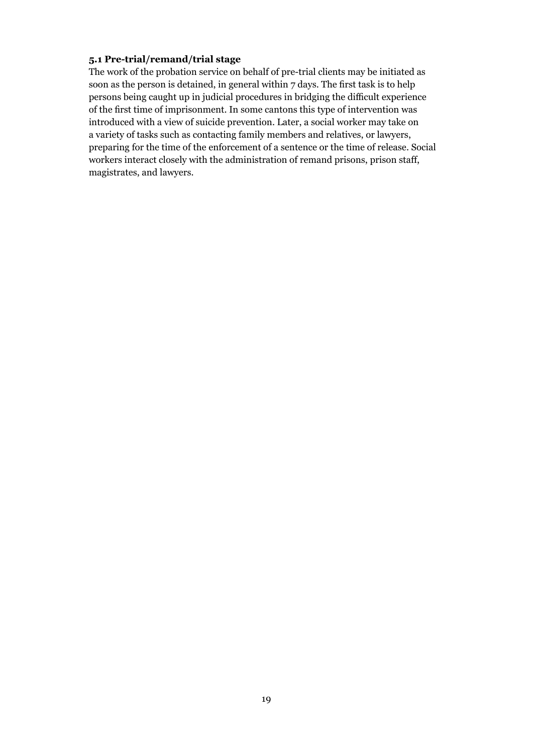### 5.1 Pre-trial/remand/trial stage

The work of the probation service on behalf of pre-trial clients may be initiated as soon as the person is detained, in general within 7 days. The first task is to help persons being caught up in judicial procedures in bridging the difficult experience of the first time of imprisonment. In some cantons this type of intervention was introduced with a view of suicide prevention. Later, a social worker may take on a variety of tasks such as contacting family members and relatives, or lawyers, preparing for the time of the enforcement of a sentence or the time of release. Social workers interact closely with the administration of remand prisons, prison staff, magistrates, and lawyers.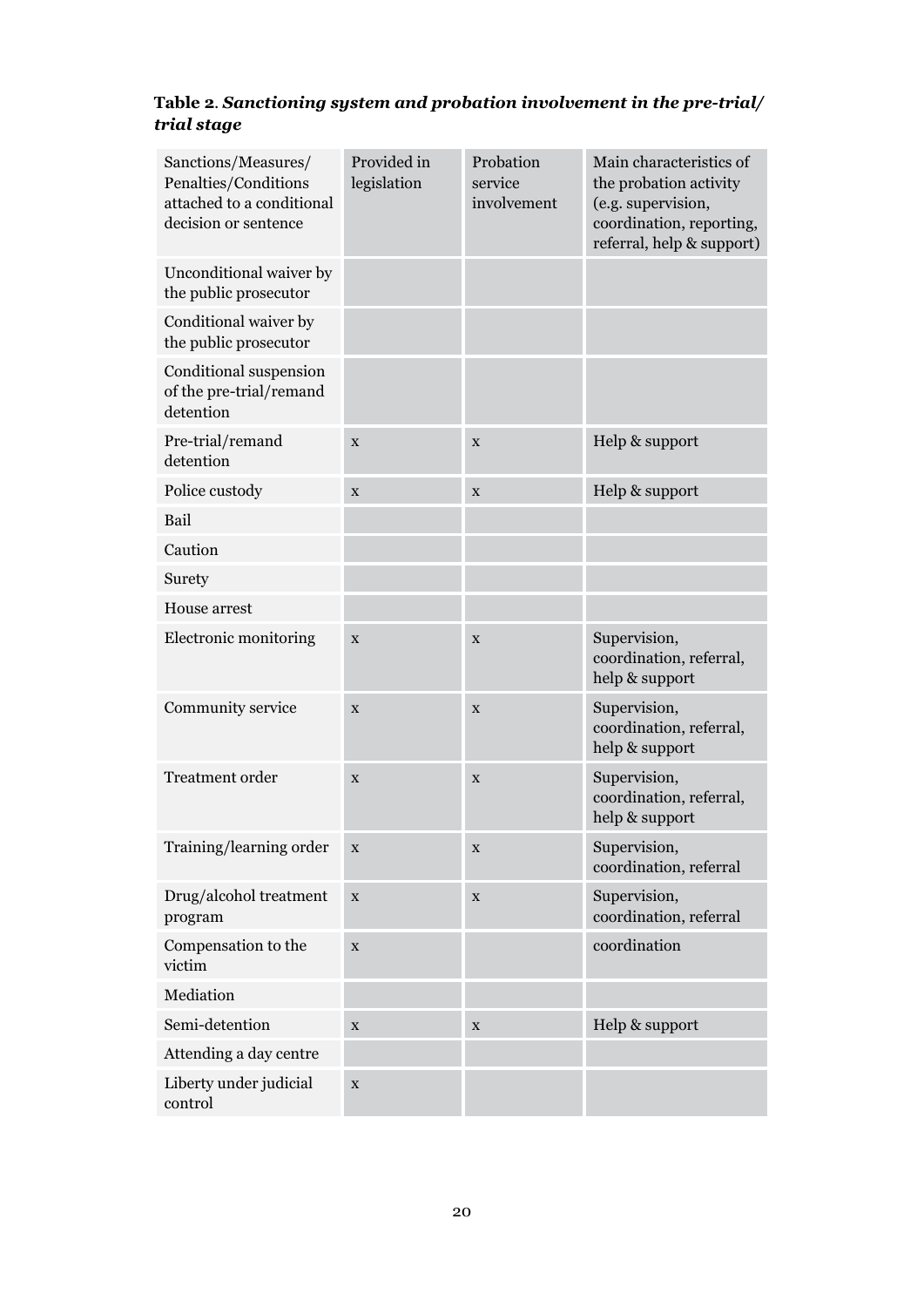**Table 2**. ***Sanctioning system and probation involvement in the pre-trial/ trial stage***

| Sanctions/Measures/ Penalties/Conditions attached to a conditional decision or sentence | Provided in legislation | Probation service involvement | Main characteristics of the probation activity (e.g. supervision, coordination, reporting, referral, help & support) |
|---|---|---|---|
| Unconditional waiver by the public prosecutor | | | |
| Conditional waiver by the public prosecutor | | | |
| Conditional suspension of the pre-trial/remand detention | | | |
| Pre-trial/remand detention | x | x | Help & support |
| Police custody | x | x | Help & support |
| Bail | | | |
| Caution | | | |
| Surety | | | |
| House arrest | | | |
| Electronic monitoring | x | x | Supervision, coordination, referral, help & support |
| Community service | x | x | Supervision, coordination, referral, help & support |
| Treatment order | x | x | Supervision, coordination, referral, help & support |
| Training/learning order | x | x | Supervision, coordination, referral |
| Drug/alcohol treatment program | x | x | Supervision, coordination, referral |
| Compensation to the victim | x | | coordination |
| Mediation | | | |
| Semi-detention | x | x | Help & support |
| Attending a day centre | | | |
| Liberty under judicial control | x | | |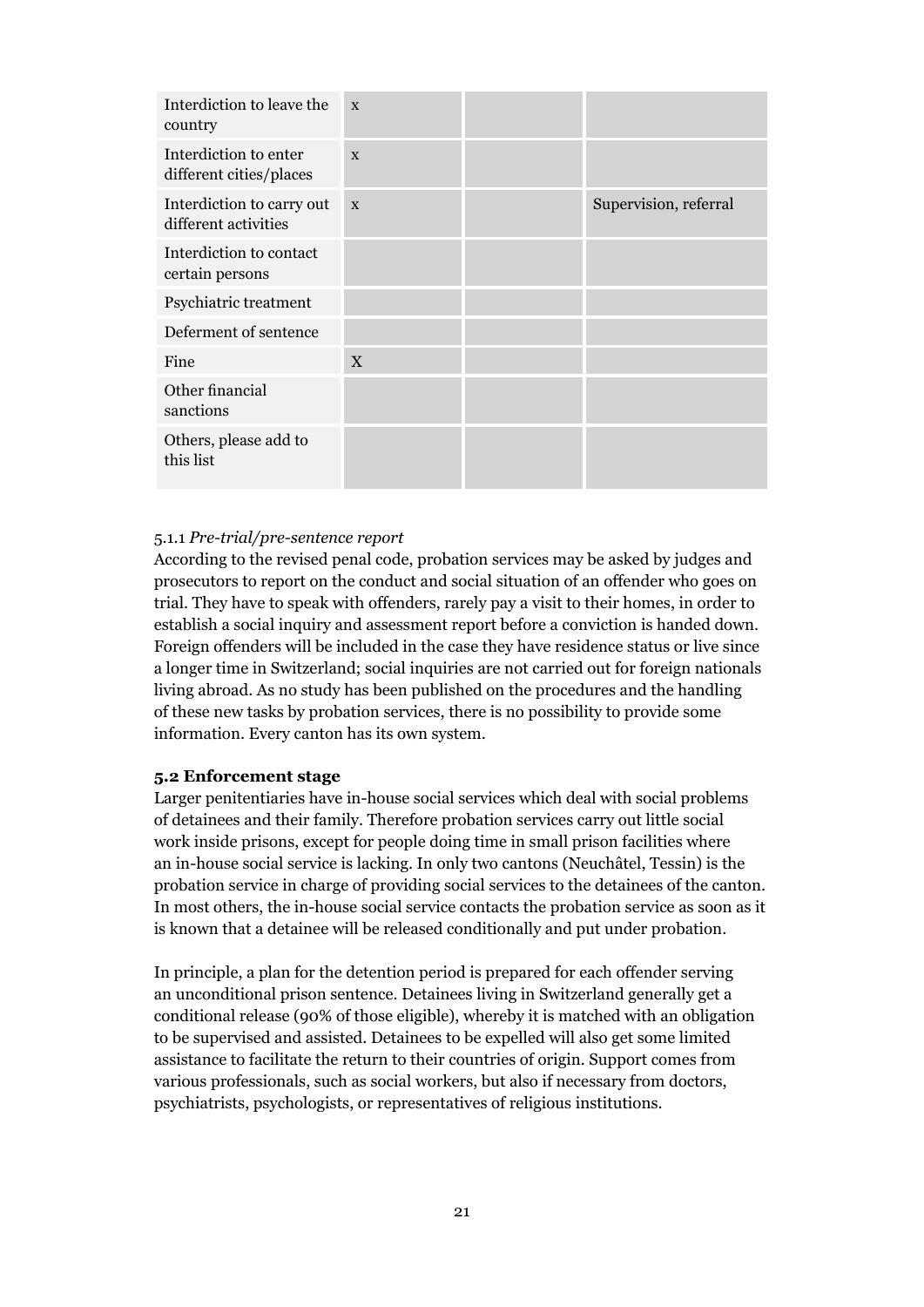| | | | |
|---|---|---|---|
| Interdiction to leave the country | x | | |
| Interdiction to enter different cities/places | x | | |
| Interdiction to carry out different activities | x | | Supervision, referral |
| Interdiction to contact certain persons | | | |
| Psychiatric treatment | | | |
| Deferment of sentence | | | |
| Fine | X | | |
| Other financial sanctions | | | |
| Others, please add to this list | | | |

5.1.1 *Pre-trial/pre-sentence report*

According to the revised penal code, probation services may be asked by judges and prosecutors to report on the conduct and social situation of an offender who goes on trial. They have to speak with offenders, rarely pay a visit to their homes, in order to establish a social inquiry and assessment report before a conviction is handed down. Foreign offenders will be included in the case they have residence status or live since a longer time in Switzerland; social inquiries are not carried out for foreign nationals living abroad. As no study has been published on the procedures and the handling of these new tasks by probation services, there is no possibility to provide some information. Every canton has its own system.

**5.2 Enforcement stage**

Larger penitentiaries have in-house social services which deal with social problems of detainees and their family. Therefore probation services carry out little social work inside prisons, except for people doing time in small prison facilities where an in-house social service is lacking. In only two cantons (Neuchâtel, Tessin) is the probation service in charge of providing social services to the detainees of the canton. In most others, the in-house social service contacts the probation service as soon as it is known that a detainee will be released conditionally and put under probation.

In principle, a plan for the detention period is prepared for each offender serving an unconditional prison sentence. Detainees living in Switzerland generally get a conditional release (90% of those eligible), whereby it is matched with an obligation to be supervised and assisted. Detainees to be expelled will also get some limited assistance to facilitate the return to their countries of origin. Support comes from various professionals, such as social workers, but also if necessary from doctors, psychiatrists, psychologists, or representatives of religious institutions.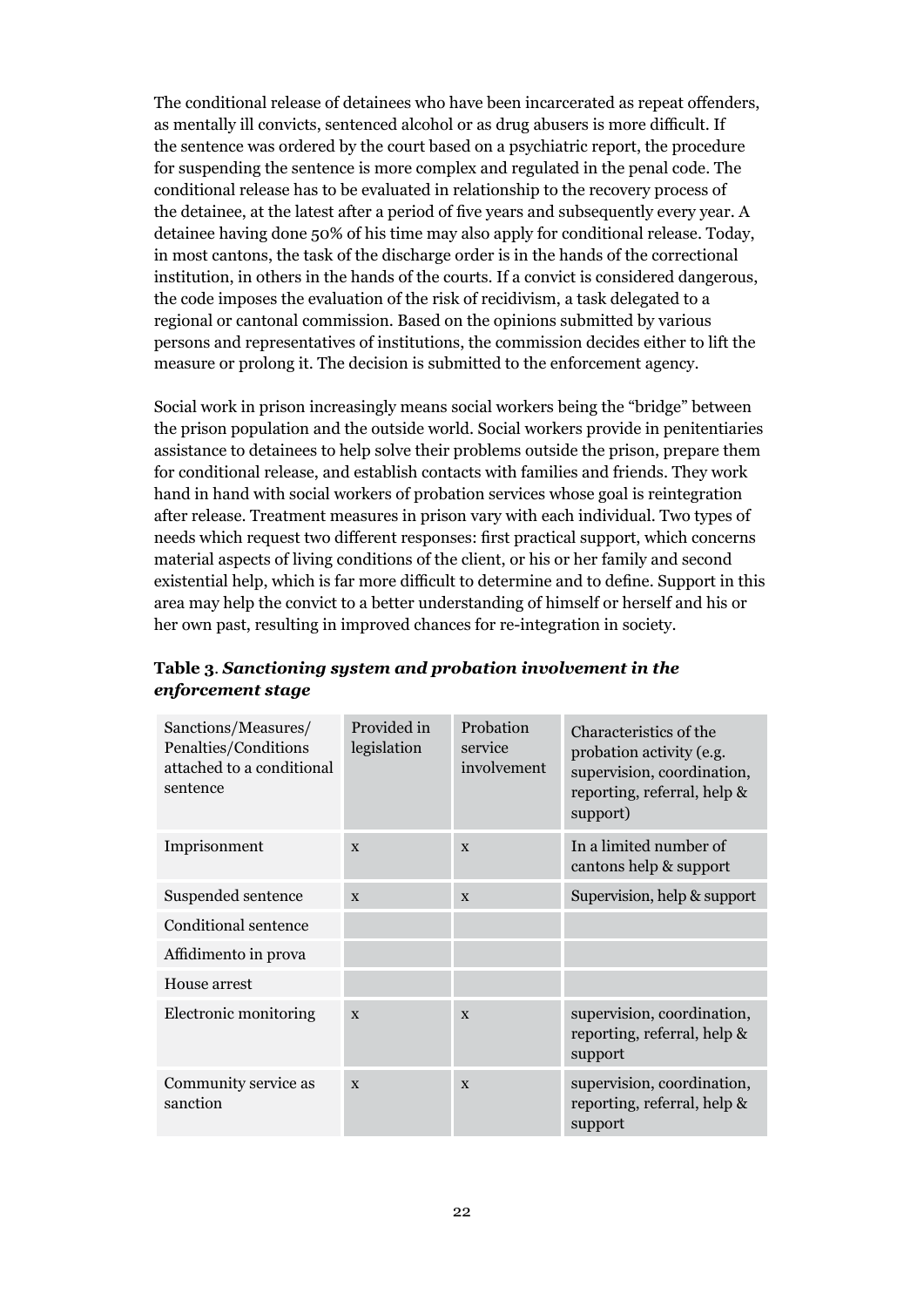The conditional release of detainees who have been incarcerated as repeat offenders, as mentally ill convicts, sentenced alcohol or as drug abusers is more difficult. If the sentence was ordered by the court based on a psychiatric report, the procedure for suspending the sentence is more complex and regulated in the penal code. The conditional release has to be evaluated in relationship to the recovery process of the detainee, at the latest after a period of five years and subsequently every year. A detainee having done 50% of his time may also apply for conditional release. Today, in most cantons, the task of the discharge order is in the hands of the correctional institution, in others in the hands of the courts. If a convict is considered dangerous, the code imposes the evaluation of the risk of recidivism, a task delegated to a regional or cantonal commission. Based on the opinions submitted by various persons and representatives of institutions, the commission decides either to lift the measure or prolong it. The decision is submitted to the enforcement agency.

Social work in prison increasingly means social workers being the "bridge" between the prison population and the outside world. Social workers provide in penitentiaries assistance to detainees to help solve their problems outside the prison, prepare them for conditional release, and establish contacts with families and friends. They work hand in hand with social workers of probation services whose goal is reintegration after release. Treatment measures in prison vary with each individual. Two types of needs which request two different responses: first practical support, which concerns material aspects of living conditions of the client, or his or her family and second existential help, which is far more difficult to determine and to define. Support in this area may help the convict to a better understanding of himself or herself and his or her own past, resulting in improved chances for re-integration in society.

**Table 3**. ***Sanctioning system and probation involvement in the enforcement stage***

| Sanctions/Measures/ Penalties/Conditions attached to a conditional sentence | Provided in legislation | Probation service involvement | Characteristics of the probation activity (e.g. supervision, coordination, reporting, referral, help & support) |
|---|---|---|---|
| Imprisonment | x | x | In a limited number of cantons help & support |
| Suspended sentence | x | x | Supervision, help & support |
| Conditional sentence | | | |
| Affidimento in prova | | | |
| House arrest | | | |
| Electronic monitoring | x | x | supervision, coordination, reporting, referral, help & support |
| Community service as sanction | x | x | supervision, coordination, reporting, referral, help & support |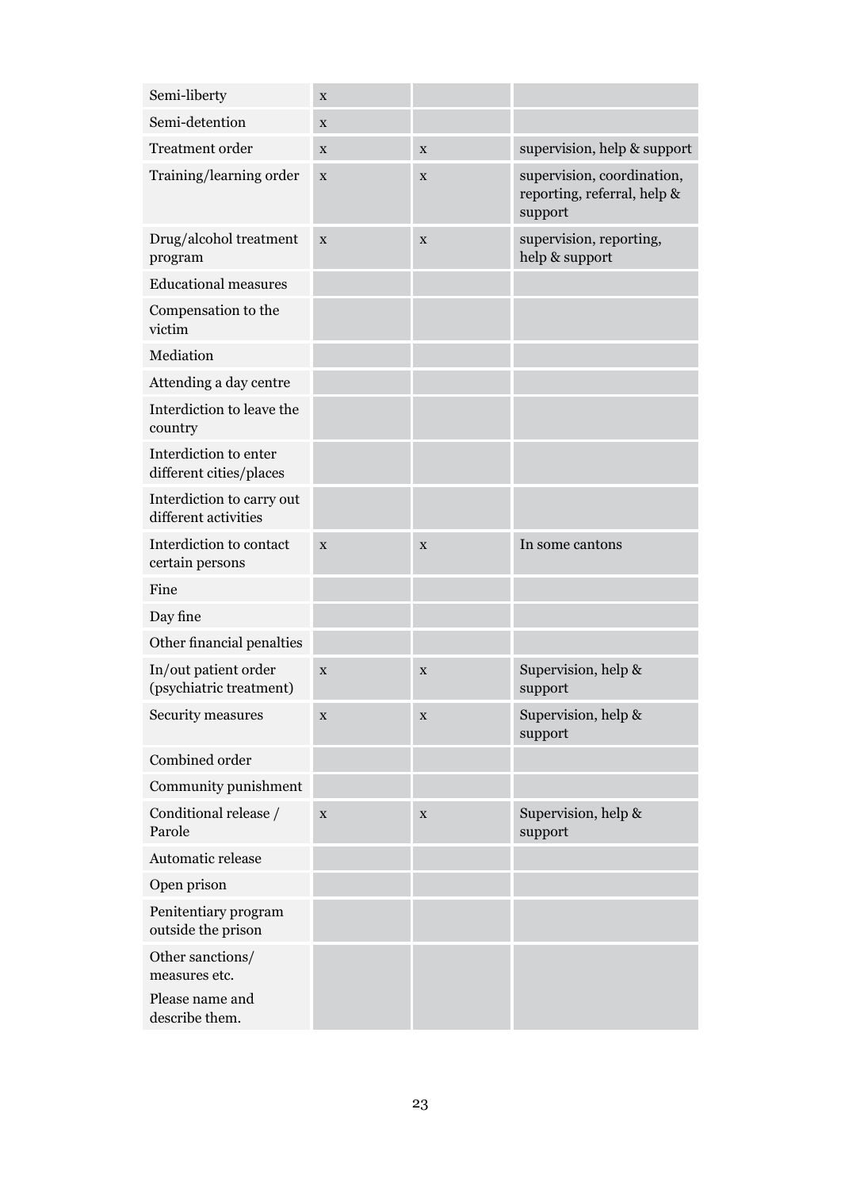| | | | |
|---|---|---|---|
| Semi-liberty | x | | |
| Semi-detention | x | | |
| Treatment order | x | x | supervision, help & support |
| Training/learning order | x | x | supervision, coordination, reporting, referral, help & support |
| Drug/alcohol treatment program | x | x | supervision, reporting, help & support |
| Educational measures | | | |
| Compensation to the victim | | | |
| Mediation | | | |
| Attending a day centre | | | |
| Interdiction to leave the country | | | |
| Interdiction to enter different cities/places | | | |
| Interdiction to carry out different activities | | | |
| Interdiction to contact certain persons | x | x | In some cantons |
| Fine | | | |
| Day fine | | | |
| Other financial penalties | | | |
| In/out patient order (psychiatric treatment) | x | x | Supervision, help & support |
| Security measures | x | x | Supervision, help & support |
| Combined order | | | |
| Community punishment | | | |
| Conditional release / Parole | x | x | Supervision, help & support |
| Automatic release | | | |
| Open prison | | | |
| Penitentiary program outside the prison | | | |
| Other sanctions/ measures etc. Please name and describe them. | | | |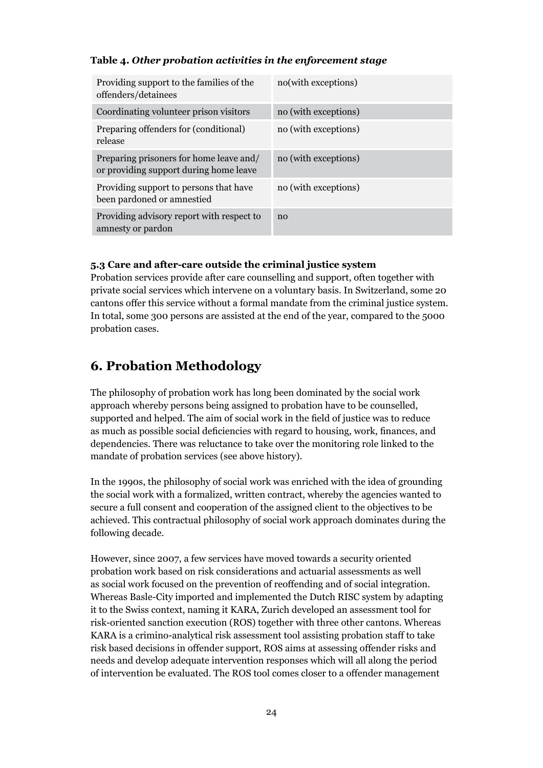**Table 4.** ***Other probation activities in the enforcement stage***

| Activity | |
|---|---|
| Providing support to the families of the offenders/detainees | no(with exceptions) |
| Coordinating volunteer prison visitors | no (with exceptions) |
| Preparing offenders for (conditional) release | no (with exceptions) |
| Preparing prisoners for home leave and/ or providing support during home leave | no (with exceptions) |
| Providing support to persons that have been pardoned or amnestied | no (with exceptions) |
| Providing advisory report with respect to amnesty or pardon | no |

### 5.3 Care and after-care outside the criminal justice system

Probation services provide after care counselling and support, often together with private social services which intervene on a voluntary basis. In Switzerland, some 20 cantons offer this service without a formal mandate from the criminal justice system. In total, some 300 persons are assisted at the end of the year, compared to the 5000 probation cases.

## 6. Probation Methodology

The philosophy of probation work has long been dominated by the social work approach whereby persons being assigned to probation have to be counselled, supported and helped. The aim of social work in the field of justice was to reduce as much as possible social deficiencies with regard to housing, work, finances, and dependencies. There was reluctance to take over the monitoring role linked to the mandate of probation services (see above history).

In the 1990s, the philosophy of social work was enriched with the idea of grounding the social work with a formalized, written contract, whereby the agencies wanted to secure a full consent and cooperation of the assigned client to the objectives to be achieved. This contractual philosophy of social work approach dominates during the following decade.

However, since 2007, a few services have moved towards a security oriented probation work based on risk considerations and actuarial assessments as well as social work focused on the prevention of reoffending and of social integration. Whereas Basle-City imported and implemented the Dutch RISC system by adapting it to the Swiss context, naming it KARA, Zurich developed an assessment tool for risk-oriented sanction execution (ROS) together with three other cantons. Whereas KARA is a crimino-analytical risk assessment tool assisting probation staff to take risk based decisions in offender support, ROS aims at assessing offender risks and needs and develop adequate intervention responses which will all along the period of intervention be evaluated. The ROS tool comes closer to a offender management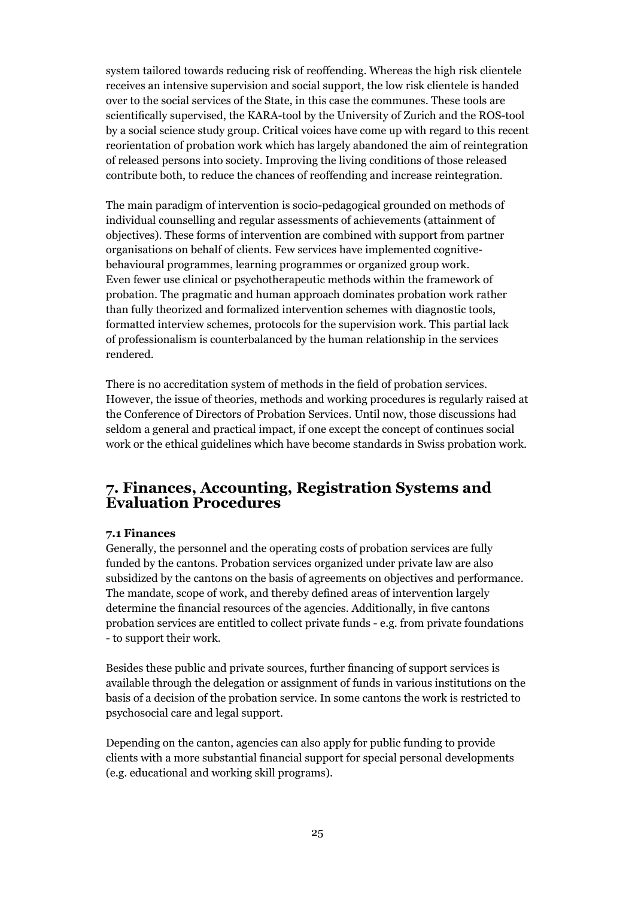system tailored towards reducing risk of reoffending. Whereas the high risk clientele receives an intensive supervision and social support, the low risk clientele is handed over to the social services of the State, in this case the communes. These tools are scientifically supervised, the KARA-tool by the University of Zurich and the ROS-tool by a social science study group. Critical voices have come up with regard to this recent reorientation of probation work which has largely abandoned the aim of reintegration of released persons into society. Improving the living conditions of those released contribute both, to reduce the chances of reoffending and increase reintegration.

The main paradigm of intervention is socio-pedagogical grounded on methods of individual counselling and regular assessments of achievements (attainment of objectives). These forms of intervention are combined with support from partner organisations on behalf of clients. Few services have implemented cognitive-behavioural programmes, learning programmes or organized group work. Even fewer use clinical or psychotherapeutic methods within the framework of probation. The pragmatic and human approach dominates probation work rather than fully theorized and formalized intervention schemes with diagnostic tools, formatted interview schemes, protocols for the supervision work. This partial lack of professionalism is counterbalanced by the human relationship in the services rendered.

There is no accreditation system of methods in the field of probation services. However, the issue of theories, methods and working procedures is regularly raised at the Conference of Directors of Probation Services. Until now, those discussions had seldom a general and practical impact, if one except the concept of continues social work or the ethical guidelines which have become standards in Swiss probation work.

## 7. Finances, Accounting, Registration Systems and Evaluation Procedures

### 7.1 Finances

Generally, the personnel and the operating costs of probation services are fully funded by the cantons. Probation services organized under private law are also subsidized by the cantons on the basis of agreements on objectives and performance. The mandate, scope of work, and thereby defined areas of intervention largely determine the financial resources of the agencies. Additionally, in five cantons probation services are entitled to collect private funds - e.g. from private foundations - to support their work.

Besides these public and private sources, further financing of support services is available through the delegation or assignment of funds in various institutions on the basis of a decision of the probation service. In some cantons the work is restricted to psychosocial care and legal support.

Depending on the canton, agencies can also apply for public funding to provide clients with a more substantial financial support for special personal developments (e.g. educational and working skill programs).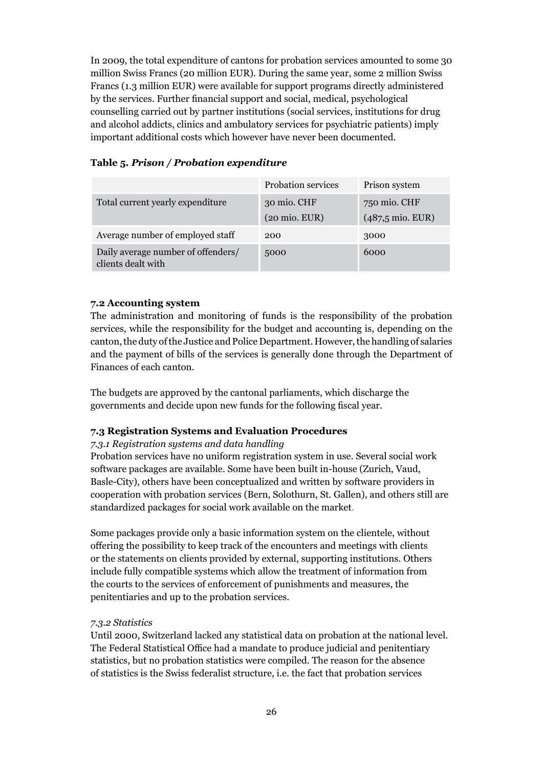In 2009, the total expenditure of cantons for probation services amounted to some 30 million Swiss Francs (20 million EUR). During the same year, some 2 million Swiss Francs (1.3 million EUR) were available for support programs directly administered by the services. Further financial support and social, medical, psychological counselling carried out by partner institutions (social services, institutions for drug and alcohol addicts, clinics and ambulatory services for psychiatric patients) imply important additional costs which however have never been documented.

**Table 5.** ***Prison / Probation expenditure***

| | Probation services | Prison system |
|---|---|---|
| Total current yearly expenditure | 30 mio. CHF (20 mio. EUR) | 750 mio. CHF (487,5 mio. EUR) |
| Average number of employed staff | 200 | 3000 |
| Daily average number of offenders/ clients dealt with | 5000 | 6000 |

### 7.2 Accounting system

The administration and monitoring of funds is the responsibility of the probation services, while the responsibility for the budget and accounting is, depending on the canton, the duty of the Justice and Police Department. However, the handling of salaries and the payment of bills of the services is generally done through the Department of Finances of each canton.

The budgets are approved by the cantonal parliaments, which discharge the governments and decide upon new funds for the following fiscal year.

### 7.3 Registration Systems and Evaluation Procedures

#### *7.3.1 Registration systems and data handling*

Probation services have no uniform registration system in use. Several social work software packages are available. Some have been built in-house (Zurich, Vaud, Basle-City), others have been conceptualized and written by software providers in cooperation with probation services (Bern, Solothurn, St. Gallen), and others still are standardized packages for social work available on the market.

Some packages provide only a basic information system on the clientele, without offering the possibility to keep track of the encounters and meetings with clients or the statements on clients provided by external, supporting institutions. Others include fully compatible systems which allow the treatment of information from the courts to the services of enforcement of punishments and measures, the penitentiaries and up to the probation services.

#### *7.3.2 Statistics*

Until 2000, Switzerland lacked any statistical data on probation at the national level. The Federal Statistical Office had a mandate to produce judicial and penitentiary statistics, but no probation statistics were compiled. The reason for the absence of statistics is the Swiss federalist structure, i.e. the fact that probation services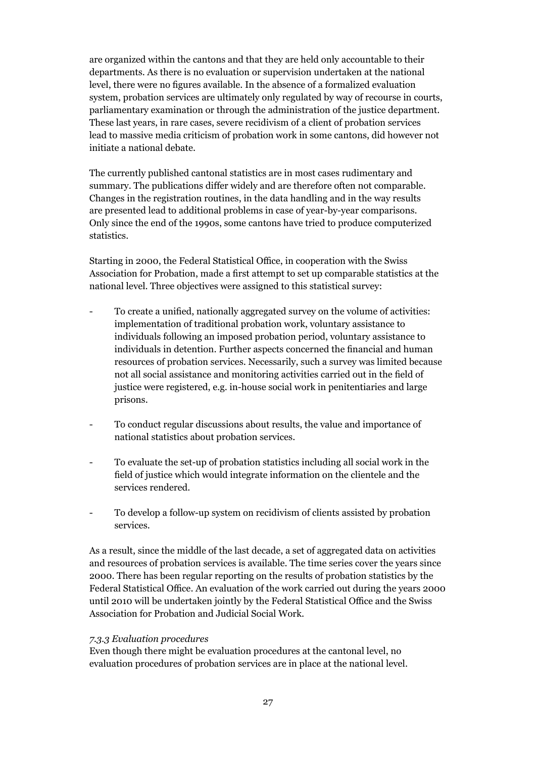are organized within the cantons and that they are held only accountable to their departments. As there is no evaluation or supervision undertaken at the national level, there were no figures available. In the absence of a formalized evaluation system, probation services are ultimately only regulated by way of recourse in courts, parliamentary examination or through the administration of the justice department. These last years, in rare cases, severe recidivism of a client of probation services lead to massive media criticism of probation work in some cantons, did however not initiate a national debate.

The currently published cantonal statistics are in most cases rudimentary and summary. The publications differ widely and are therefore often not comparable. Changes in the registration routines, in the data handling and in the way results are presented lead to additional problems in case of year-by-year comparisons. Only since the end of the 1990s, some cantons have tried to produce computerized statistics.

Starting in 2000, the Federal Statistical Office, in cooperation with the Swiss Association for Probation, made a first attempt to set up comparable statistics at the national level. Three objectives were assigned to this statistical survey:

- To create a unified, nationally aggregated survey on the volume of activities: implementation of traditional probation work, voluntary assistance to individuals following an imposed probation period, voluntary assistance to individuals in detention. Further aspects concerned the financial and human resources of probation services. Necessarily, such a survey was limited because not all social assistance and monitoring activities carried out in the field of justice were registered, e.g. in-house social work in penitentiaries and large prisons.
- To conduct regular discussions about results, the value and importance of national statistics about probation services.
- To evaluate the set-up of probation statistics including all social work in the field of justice which would integrate information on the clientele and the services rendered.
- To develop a follow-up system on recidivism of clients assisted by probation services.

As a result, since the middle of the last decade, a set of aggregated data on activities and resources of probation services is available. The time series cover the years since 2000. There has been regular reporting on the results of probation statistics by the Federal Statistical Office. An evaluation of the work carried out during the years 2000 until 2010 will be undertaken jointly by the Federal Statistical Office and the Swiss Association for Probation and Judicial Social Work.

*7.3.3 Evaluation procedures*

Even though there might be evaluation procedures at the cantonal level, no evaluation procedures of probation services are in place at the national level.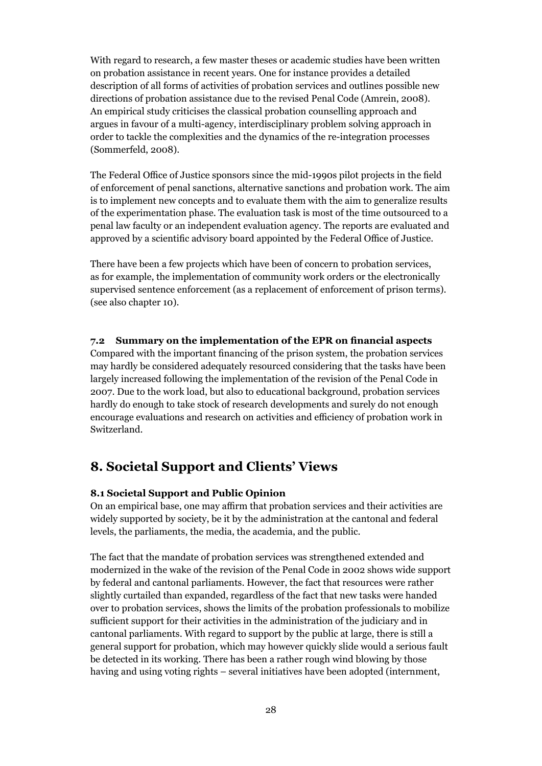With regard to research, a few master theses or academic studies have been written on probation assistance in recent years. One for instance provides a detailed description of all forms of activities of probation services and outlines possible new directions of probation assistance due to the revised Penal Code (Amrein, 2008). An empirical study criticises the classical probation counselling approach and argues in favour of a multi-agency, interdisciplinary problem solving approach in order to tackle the complexities and the dynamics of the re-integration processes (Sommerfeld, 2008).

The Federal Office of Justice sponsors since the mid-1990s pilot projects in the field of enforcement of penal sanctions, alternative sanctions and probation work. The aim is to implement new concepts and to evaluate them with the aim to generalize results of the experimentation phase. The evaluation task is most of the time outsourced to a penal law faculty or an independent evaluation agency. The reports are evaluated and approved by a scientific advisory board appointed by the Federal Office of Justice.

There have been a few projects which have been of concern to probation services, as for example, the implementation of community work orders or the electronically supervised sentence enforcement (as a replacement of enforcement of prison terms). (see also chapter 10).

### 7.2 Summary on the implementation of the EPR on financial aspects

Compared with the important financing of the prison system, the probation services may hardly be considered adequately resourced considering that the tasks have been largely increased following the implementation of the revision of the Penal Code in 2007. Due to the work load, but also to educational background, probation services hardly do enough to take stock of research developments and surely do not enough encourage evaluations and research on activities and efficiency of probation work in Switzerland.

## 8. Societal Support and Clients' Views

### 8.1 Societal Support and Public Opinion

On an empirical base, one may affirm that probation services and their activities are widely supported by society, be it by the administration at the cantonal and federal levels, the parliaments, the media, the academia, and the public.

The fact that the mandate of probation services was strengthened extended and modernized in the wake of the revision of the Penal Code in 2002 shows wide support by federal and cantonal parliaments. However, the fact that resources were rather slightly curtailed than expanded, regardless of the fact that new tasks were handed over to probation services, shows the limits of the probation professionals to mobilize sufficient support for their activities in the administration of the judiciary and in cantonal parliaments. With regard to support by the public at large, there is still a general support for probation, which may however quickly slide would a serious fault be detected in its working. There has been a rather rough wind blowing by those having and using voting rights – several initiatives have been adopted (internment,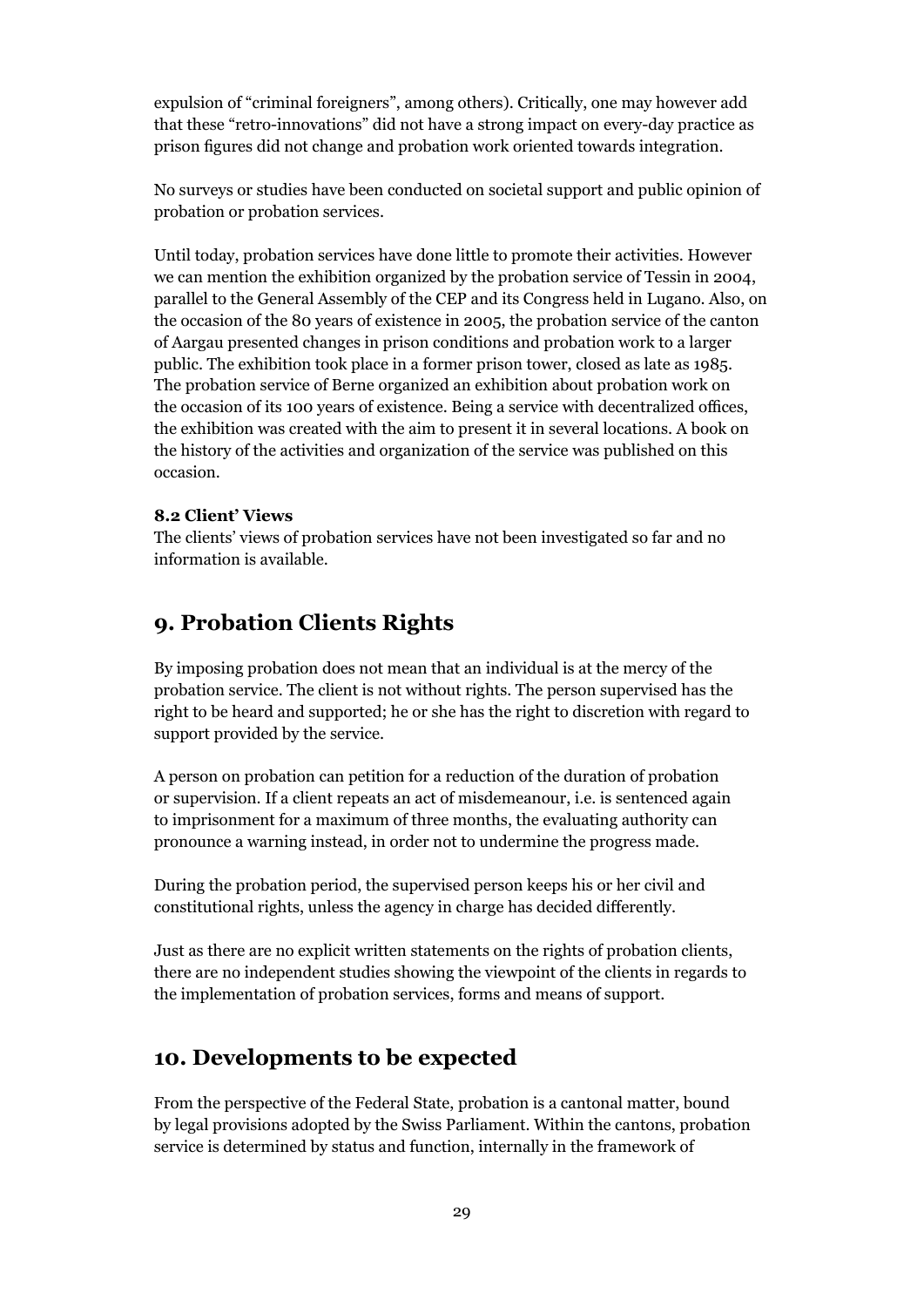expulsion of "criminal foreigners", among others). Critically, one may however add that these "retro-innovations" did not have a strong impact on every-day practice as prison figures did not change and probation work oriented towards integration.

No surveys or studies have been conducted on societal support and public opinion of probation or probation services.

Until today, probation services have done little to promote their activities. However we can mention the exhibition organized by the probation service of Tessin in 2004, parallel to the General Assembly of the CEP and its Congress held in Lugano. Also, on the occasion of the 80 years of existence in 2005, the probation service of the canton of Aargau presented changes in prison conditions and probation work to a larger public. The exhibition took place in a former prison tower, closed as late as 1985. The probation service of Berne organized an exhibition about probation work on the occasion of its 100 years of existence. Being a service with decentralized offices, the exhibition was created with the aim to present it in several locations. A book on the history of the activities and organization of the service was published on this occasion.

### 8.2 Client' Views

The clients' views of probation services have not been investigated so far and no information is available.

## 9. Probation Clients Rights

By imposing probation does not mean that an individual is at the mercy of the probation service. The client is not without rights. The person supervised has the right to be heard and supported; he or she has the right to discretion with regard to support provided by the service.

A person on probation can petition for a reduction of the duration of probation or supervision. If a client repeats an act of misdemeanour, i.e. is sentenced again to imprisonment for a maximum of three months, the evaluating authority can pronounce a warning instead, in order not to undermine the progress made.

During the probation period, the supervised person keeps his or her civil and constitutional rights, unless the agency in charge has decided differently.

Just as there are no explicit written statements on the rights of probation clients, there are no independent studies showing the viewpoint of the clients in regards to the implementation of probation services, forms and means of support.

## 10. Developments to be expected

From the perspective of the Federal State, probation is a cantonal matter, bound by legal provisions adopted by the Swiss Parliament. Within the cantons, probation service is determined by status and function, internally in the framework of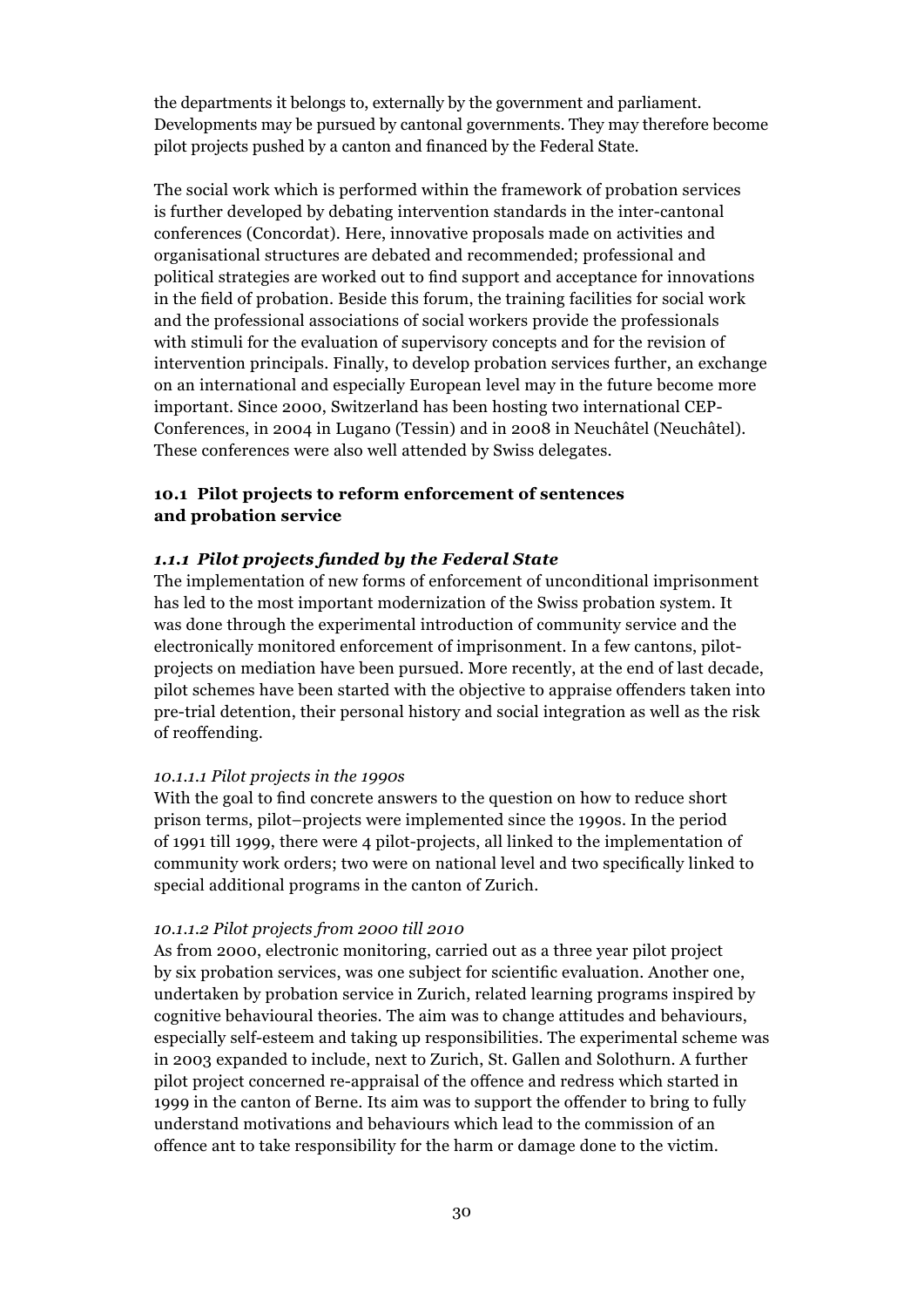the departments it belongs to, externally by the government and parliament. Developments may be pursued by cantonal governments. They may therefore become pilot projects pushed by a canton and financed by the Federal State.

The social work which is performed within the framework of probation services is further developed by debating intervention standards in the inter-cantonal conferences (Concordat). Here, innovative proposals made on activities and organisational structures are debated and recommended; professional and political strategies are worked out to find support and acceptance for innovations in the field of probation. Beside this forum, the training facilities for social work and the professional associations of social workers provide the professionals with stimuli for the evaluation of supervisory concepts and for the revision of intervention principals. Finally, to develop probation services further, an exchange on an international and especially European level may in the future become more important. Since 2000, Switzerland has been hosting two international CEP-Conferences, in 2004 in Lugano (Tessin) and in 2008 in Neuchâtel (Neuchâtel). These conferences were also well attended by Swiss delegates.

## 10.1 Pilot projects to reform enforcement of sentences and probation service

### *1.1.1 Pilot projects funded by the Federal State*

The implementation of new forms of enforcement of unconditional imprisonment has led to the most important modernization of the Swiss probation system. It was done through the experimental introduction of community service and the electronically monitored enforcement of imprisonment. In a few cantons, pilot-projects on mediation have been pursued. More recently, at the end of last decade, pilot schemes have been started with the objective to appraise offenders taken into pre-trial detention, their personal history and social integration as well as the risk of reoffending.

#### *10.1.1.1 Pilot projects in the 1990s*

With the goal to find concrete answers to the question on how to reduce short prison terms, pilot–projects were implemented since the 1990s. In the period of 1991 till 1999, there were 4 pilot-projects, all linked to the implementation of community work orders; two were on national level and two specifically linked to special additional programs in the canton of Zurich.

#### *10.1.1.2 Pilot projects from 2000 till 2010*

As from 2000, electronic monitoring, carried out as a three year pilot project by six probation services, was one subject for scientific evaluation. Another one, undertaken by probation service in Zurich, related learning programs inspired by cognitive behavioural theories. The aim was to change attitudes and behaviours, especially self-esteem and taking up responsibilities. The experimental scheme was in 2003 expanded to include, next to Zurich, St. Gallen and Solothurn. A further pilot project concerned re-appraisal of the offence and redress which started in 1999 in the canton of Berne. Its aim was to support the offender to bring to fully understand motivations and behaviours which lead to the commission of an offence ant to take responsibility for the harm or damage done to the victim.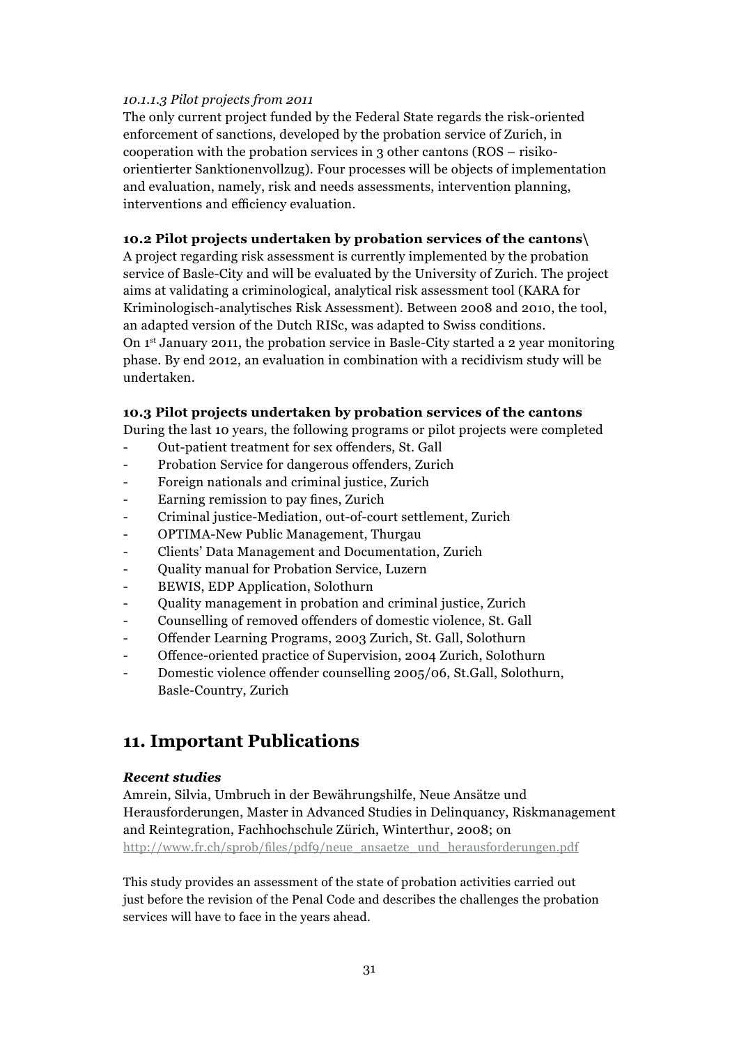*10.1.1.3 Pilot projects from 2011*

The only current project funded by the Federal State regards the risk-oriented enforcement of sanctions, developed by the probation service of Zurich, in cooperation with the probation services in 3 other cantons (ROS – risiko-orientierter Sanktionenvollzug). Four processes will be objects of implementation and evaluation, namely, risk and needs assessments, intervention planning, interventions and efficiency evaluation.

**10.2 Pilot projects undertaken by probation services of the cantons\**

A project regarding risk assessment is currently implemented by the probation service of Basle-City and will be evaluated by the University of Zurich. The project aims at validating a criminological, analytical risk assessment tool (KARA for Kriminologisch-analytisches Risk Assessment). Between 2008 and 2010, the tool, an adapted version of the Dutch RISc, was adapted to Swiss conditions.
On 1st January 2011, the probation service in Basle-City started a 2 year monitoring phase. By end 2012, an evaluation in combination with a recidivism study will be undertaken.

**10.3 Pilot projects undertaken by probation services of the cantons**

During the last 10 years, the following programs or pilot projects were completed

- Out-patient treatment for sex offenders, St. Gall
- Probation Service for dangerous offenders, Zurich
- Foreign nationals and criminal justice, Zurich
- Earning remission to pay fines, Zurich
- Criminal justice-Mediation, out-of-court settlement, Zurich
- OPTIMA-New Public Management, Thurgau
- Clients' Data Management and Documentation, Zurich
- Quality manual for Probation Service, Luzern
- BEWIS, EDP Application, Solothurn
- Quality management in probation and criminal justice, Zurich
- Counselling of removed offenders of domestic violence, St. Gall
- Offender Learning Programs, 2003 Zurich, St. Gall, Solothurn
- Offence-oriented practice of Supervision, 2004 Zurich, Solothurn
- Domestic violence offender counselling 2005/06, St.Gall, Solothurn, Basle-Country, Zurich

# 11. Important Publications

***Recent studies***

Amrein, Silvia, Umbruch in der Bewährungshilfe, Neue Ansätze und Herausforderungen, Master in Advanced Studies in Delinquancy, Riskmanagement and Reintegration, Fachhochschule Zürich, Winterthur, 2008; on http://www.fr.ch/sprob/files/pdf9/neue_ansaetze_und_herausforderungen.pdf

This study provides an assessment of the state of probation activities carried out just before the revision of the Penal Code and describes the challenges the probation services will have to face in the years ahead.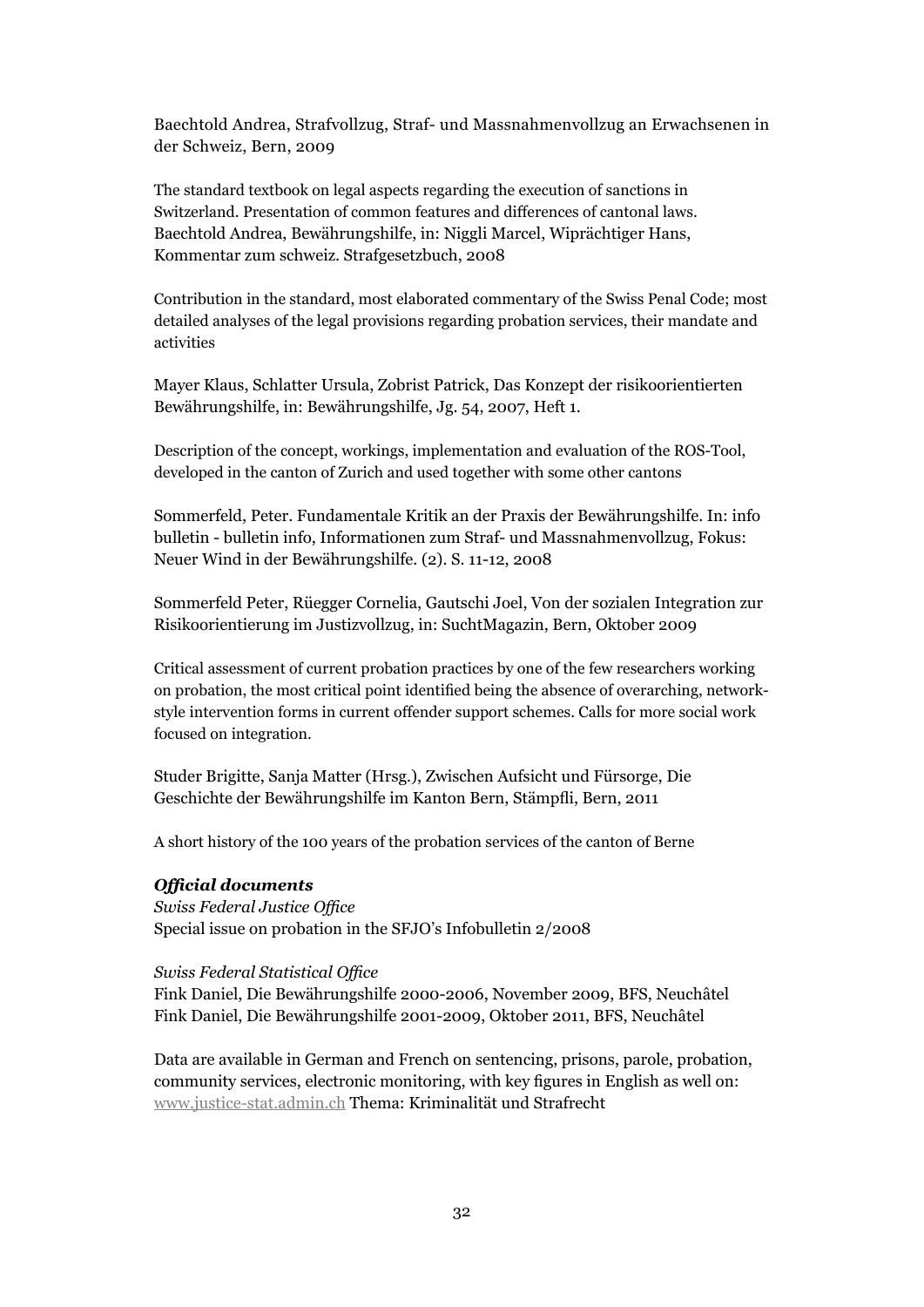Baechtold Andrea, Strafvollzug, Straf- und Massnahmenvollzug an Erwachsenen in der Schweiz, Bern, 2009

The standard textbook on legal aspects regarding the execution of sanctions in Switzerland. Presentation of common features and differences of cantonal laws.
Baechtold Andrea, Bewährungshilfe, in: Niggli Marcel, Wiprächtiger Hans, Kommentar zum schweiz. Strafgesetzbuch, 2008

Contribution in the standard, most elaborated commentary of the Swiss Penal Code; most detailed analyses of the legal provisions regarding probation services, their mandate and activities

Mayer Klaus, Schlatter Ursula, Zobrist Patrick, Das Konzept der risikoorientierten Bewährungshilfe, in: Bewährungshilfe, Jg. 54, 2007, Heft 1.

Description of the concept, workings, implementation and evaluation of the ROS-Tool, developed in the canton of Zurich and used together with some other cantons

Sommerfeld, Peter. Fundamentale Kritik an der Praxis der Bewährungshilfe. In: info bulletin - bulletin info, Informationen zum Straf- und Massnahmenvollzug, Fokus: Neuer Wind in der Bewährungshilfe. (2). S. 11-12, 2008

Sommerfeld Peter, Rüegger Cornelia, Gautschi Joel, Von der sozialen Integration zur Risikoorientierung im Justizvollzug, in: SuchtMagazin, Bern, Oktober 2009

Critical assessment of current probation practices by one of the few researchers working on probation, the most critical point identified being the absence of overarching, network-style intervention forms in current offender support schemes. Calls for more social work focused on integration.

Studer Brigitte, Sanja Matter (Hrsg.), Zwischen Aufsicht und Fürsorge, Die Geschichte der Bewährungshilfe im Kanton Bern, Stämpfli, Bern, 2011

A short history of the 100 years of the probation services of the canton of Berne

***Official documents***

*Swiss Federal Justice Office*
Special issue on probation in the SFJO's Infobulletin 2/2008

*Swiss Federal Statistical Office*
Fink Daniel, Die Bewährungshilfe 2000-2006, November 2009, BFS, Neuchâtel
Fink Daniel, Die Bewährungshilfe 2001-2009, Oktober 2011, BFS, Neuchâtel

Data are available in German and French on sentencing, prisons, parole, probation, community services, electronic monitoring, with key figures in English as well on: www.justice-stat.admin.ch Thema: Kriminalität und Strafrecht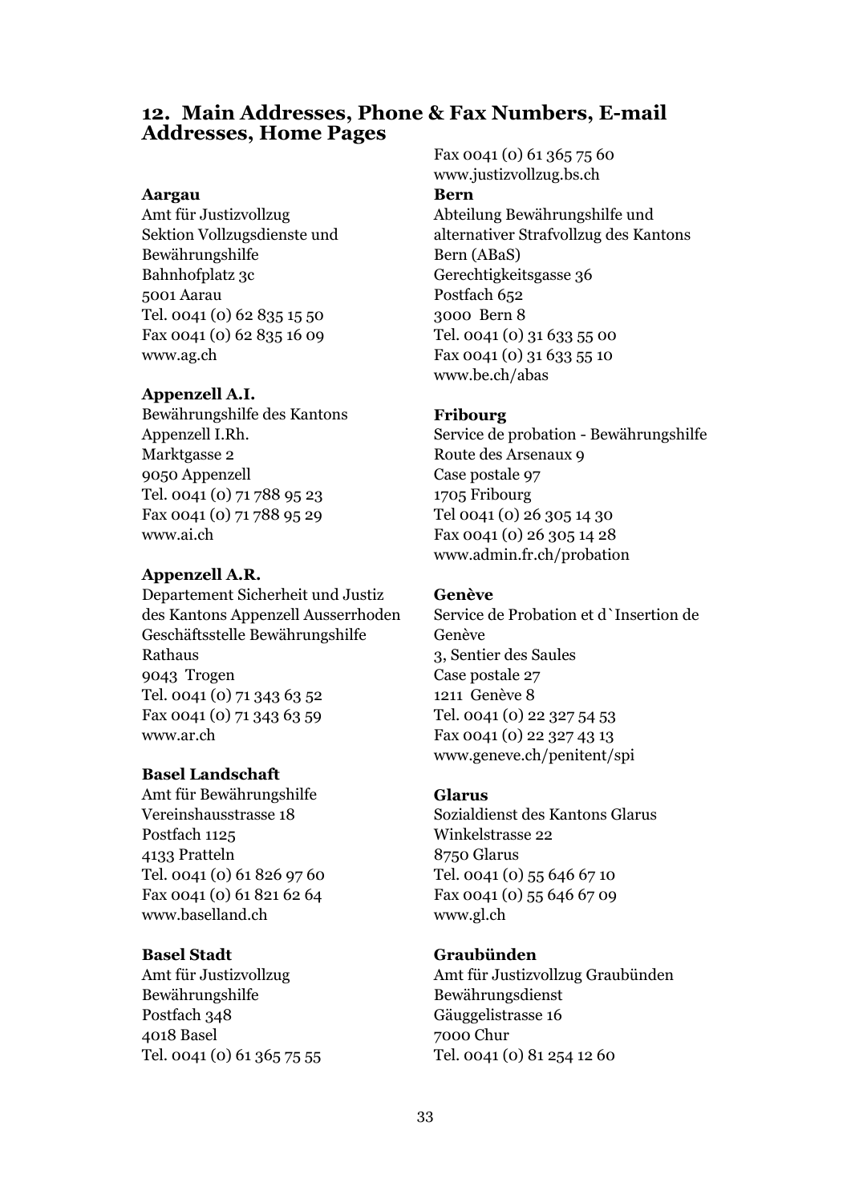## 12. Main Addresses, Phone & Fax Numbers, E-mail Addresses, Home Pages

**Aargau**
Amt für Justizvollzug
Sektion Vollzugsdienste und Bewährungshilfe
Bahnhofplatz 3c
5001 Aarau
Tel. 0041 (0) 62 835 15 50
Fax 0041 (0) 62 835 16 09
www.ag.ch

**Appenzell A.I.**
Bewährungshilfe des Kantons Appenzell I.Rh.
Marktgasse 2
9050 Appenzell
Tel. 0041 (0) 71 788 95 23
Fax 0041 (0) 71 788 95 29
www.ai.ch

**Appenzell A.R.**
Departement Sicherheit und Justiz des Kantons Appenzell Ausserrhoden
Geschäftsstelle Bewährungshilfe
Rathaus
9043 Trogen
Tel. 0041 (0) 71 343 63 52
Fax 0041 (0) 71 343 63 59
www.ar.ch

**Basel Landschaft**
Amt für Bewährungshilfe
Vereinshausstrasse 18
Postfach 1125
4133 Pratteln
Tel. 0041 (0) 61 826 97 60
Fax 0041 (0) 61 821 62 64
www.baselland.ch

**Basel Stadt**
Amt für Justizvollzug
Bewährungshilfe
Postfach 348
4018 Basel
Tel. 0041 (0) 61 365 75 55
Fax 0041 (0) 61 365 75 60
www.justizvollzug.bs.ch

**Bern**
Abteilung Bewährungshilfe und alternativer Strafvollzug des Kantons Bern (ABaS)
Gerechtigkeitsgasse 36
Postfach 652
3000 Bern 8
Tel. 0041 (0) 31 633 55 00
Fax 0041 (0) 31 633 55 10
www.be.ch/abas

**Fribourg**
Service de probation - Bewährungshilfe
Route des Arsenaux 9
Case postale 97
1705 Fribourg
Tel 0041 (0) 26 305 14 30
Fax 0041 (0) 26 305 14 28
www.admin.fr.ch/probation

**Genève**
Service de Probation et d`Insertion de Genève
3, Sentier des Saules
Case postale 27
1211 Genève 8
Tel. 0041 (0) 22 327 54 53
Fax 0041 (0) 22 327 43 13
www.geneve.ch/penitent/spi

**Glarus**
Sozialdienst des Kantons Glarus
Winkelstrasse 22
8750 Glarus
Tel. 0041 (0) 55 646 67 10
Fax 0041 (0) 55 646 67 09
www.gl.ch

**Graubünden**
Amt für Justizvollzug Graubünden
Bewährungsdienst
Gäuggelistrasse 16
7000 Chur
Tel. 0041 (0) 81 254 12 60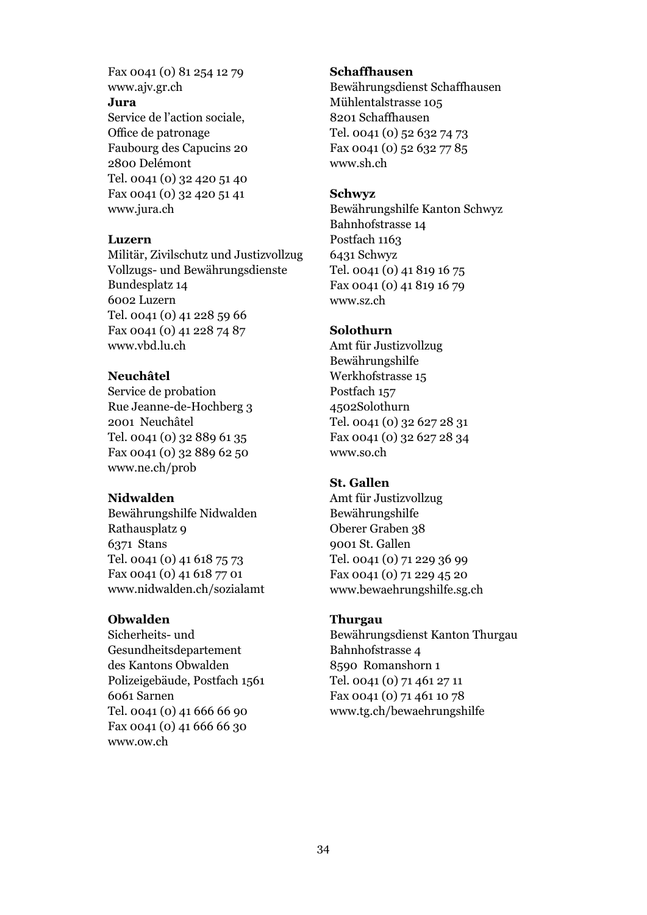Fax 0041 (0) 81 254 12 79
www.ajv.gr.ch

**Jura**
Service de l'action sociale,
Office de patronage
Faubourg des Capucins 20
2800 Delémont
Tel. 0041 (0) 32 420 51 40
Fax 0041 (0) 32 420 51 41
www.jura.ch

**Luzern**
Militär, Zivilschutz und Justizvollzug
Vollzugs- und Bewährungsdienste
Bundesplatz 14
6002 Luzern
Tel. 0041 (0) 41 228 59 66
Fax 0041 (0) 41 228 74 87
www.vbd.lu.ch

**Neuchâtel**
Service de probation
Rue Jeanne-de-Hochberg 3
2001 Neuchâtel
Tel. 0041 (0) 32 889 61 35
Fax 0041 (0) 32 889 62 50
www.ne.ch/prob

**Nidwalden**
Bewährungshilfe Nidwalden
Rathausplatz 9
6371 Stans
Tel. 0041 (0) 41 618 75 73
Fax 0041 (0) 41 618 77 01
www.nidwalden.ch/sozialamt

**Obwalden**
Sicherheits- und
Gesundheitsdepartement
des Kantons Obwalden
Polizeigebäude, Postfach 1561
6061 Sarnen
Tel. 0041 (0) 41 666 66 90
Fax 0041 (0) 41 666 66 30
www.ow.ch

**Schaffhausen**
Bewährungsdienst Schaffhausen
Mühlentalstrasse 105
8201 Schaffhausen
Tel. 0041 (0) 52 632 74 73
Fax 0041 (0) 52 632 77 85
www.sh.ch

**Schwyz**
Bewährungshilfe Kanton Schwyz
Bahnhofstrasse 14
Postfach 1163
6431 Schwyz
Tel. 0041 (0) 41 819 16 75
Fax 0041 (0) 41 819 16 79
www.sz.ch

**Solothurn**
Amt für Justizvollzug
Bewährungshilfe
Werkhofstrasse 15
Postfach 157
4502Solothurn
Tel. 0041 (0) 32 627 28 31
Fax 0041 (0) 32 627 28 34
www.so.ch

**St. Gallen**
Amt für Justizvollzug
Bewährungshilfe
Oberer Graben 38
9001 St. Gallen
Tel. 0041 (0) 71 229 36 99
Fax 0041 (0) 71 229 45 20
www.bewaehrungshilfe.sg.ch

**Thurgau**
Bewährungsdienst Kanton Thurgau
Bahnhofstrasse 4
8590 Romanshorn 1
Tel. 0041 (0) 71 461 27 11
Fax 0041 (0) 71 461 10 78
www.tg.ch/bewaehrungshilfe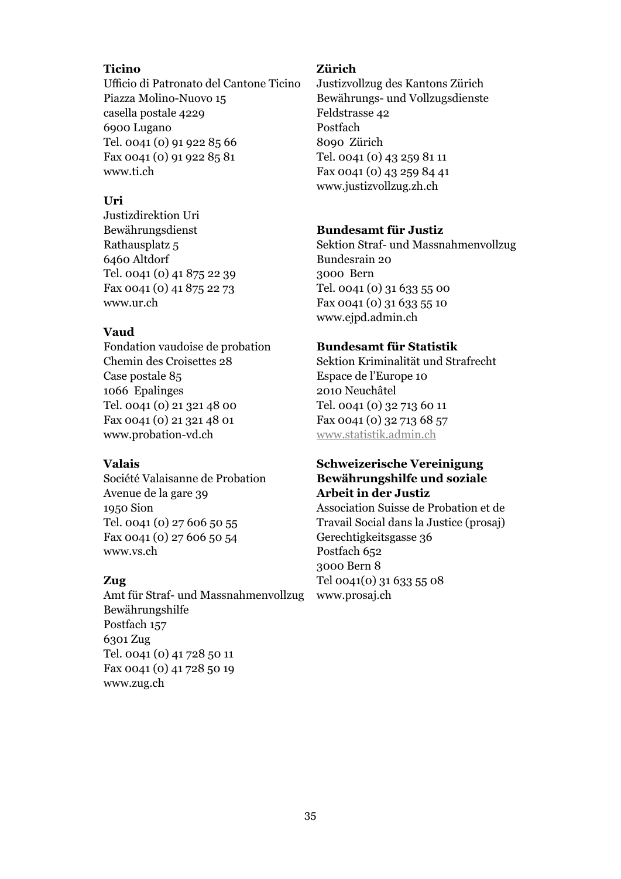**Ticino**
Ufficio di Patronato del Cantone Ticino
Piazza Molino-Nuovo 15
casella postale 4229
6900 Lugano
Tel. 0041 (0) 91 922 85 66
Fax 0041 (0) 91 922 85 81
www.ti.ch

**Uri**
Justizdirektion Uri
Bewährungsdienst
Rathausplatz 5
6460 Altdorf
Tel. 0041 (0) 41 875 22 39
Fax 0041 (0) 41 875 22 73
www.ur.ch

**Vaud**
Fondation vaudoise de probation
Chemin des Croisettes 28
Case postale 85
1066 Epalinges
Tel. 0041 (0) 21 321 48 00
Fax 0041 (0) 21 321 48 01
www.probation-vd.ch

**Valais**
Société Valaisanne de Probation
Avenue de la gare 39
1950 Sion
Tel. 0041 (0) 27 606 50 55
Fax 0041 (0) 27 606 50 54
www.vs.ch

**Zug**
Amt für Straf- und Massnahmenvollzug
Bewährungshilfe
Postfach 157
6301 Zug
Tel. 0041 (0) 41 728 50 11
Fax 0041 (0) 41 728 50 19
www.zug.ch

**Zürich**
Justizvollzug des Kantons Zürich
Bewährungs- und Vollzugsdienste
Feldstrasse 42
Postfach
8090 Zürich
Tel. 0041 (0) 43 259 81 11
Fax 0041 (0) 43 259 84 41
www.justizvollzug.zh.ch

**Bundesamt für Justiz**
Sektion Straf- und Massnahmenvollzug
Bundesrain 20
3000 Bern
Tel. 0041 (0) 31 633 55 00
Fax 0041 (0) 31 633 55 10
www.ejpd.admin.ch

**Bundesamt für Statistik**
Sektion Kriminalität und Strafrecht
Espace de l'Europe 10
2010 Neuchâtel
Tel. 0041 (0) 32 713 60 11
Fax 0041 (0) 32 713 68 57
www.statistik.admin.ch

**Schweizerische Vereinigung Bewährungshilfe und soziale Arbeit in der Justiz**
Association Suisse de Probation et de Travail Social dans la Justice (prosaj)
Gerechtigkeitsgasse 36
Postfach 652
3000 Bern 8
Tel 0041(0) 31 633 55 08
www.prosaj.ch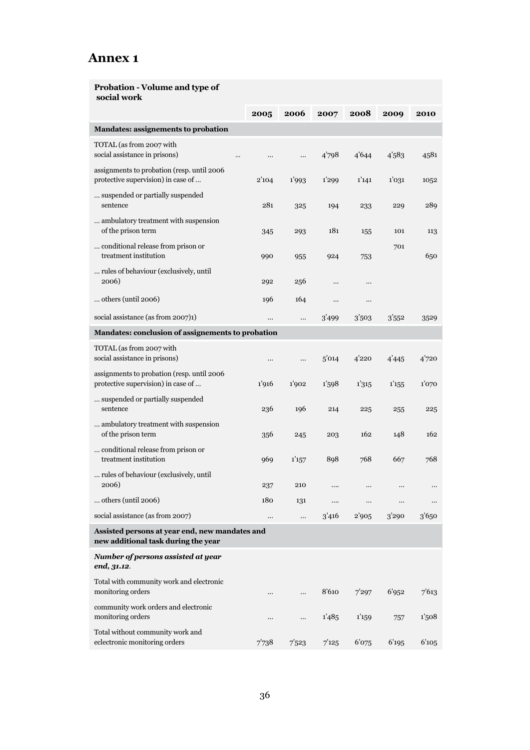# Annex 1

| Probation - Volume and type of social work | 2005 | 2006 | 2007 | 2008 | 2009 | 2010 |
|---|---|---|---|---|---|---|
| **Mandates: assignements to probation** | | | | | | |
| TOTAL (as from 2007 with social assistance in prisons) ... | ... | ... | 4'798 | 4'644 | 4'583 | 4581 |
| assignments to probation (resp. until 2006 protective supervision) in case of ... | 2'104 | 1'993 | 1'299 | 1'141 | 1'031 | 1052 |
| ... suspended or partially suspended sentence | 281 | 325 | 194 | 233 | 229 | 289 |
| ... ambulatory treatment with suspension of the prison term | 345 | 293 | 181 | 155 | 101 | 113 |
| ... conditional release from prison or treatment institution | 990 | 955 | 924 | 753 | 701 | 650 |
| ... rules of behaviour (exclusively, until 2006) | 292 | 256 | ... | ... | | |
| ... others (until 2006) | 196 | 164 | ... | ... | | |
| social assistance (as from 2007)1) | ... | ... | 3'499 | 3'503 | 3'552 | 3529 |
| **Mandates: conclusion of assignements to probation** | | | | | | |
| TOTAL (as from 2007 with social assistance in prisons) | ... | ... | 5'014 | 4'220 | 4'445 | 4'720 |
| assignments to probation (resp. until 2006 protective supervision) in case of ... | 1'916 | 1'902 | 1'598 | 1'315 | 1'155 | 1'070 |
| ... suspended or partially suspended sentence | 236 | 196 | 214 | 225 | 255 | 225 |
| ... ambulatory treatment with suspension of the prison term | 356 | 245 | 203 | 162 | 148 | 162 |
| ... conditional release from prison or treatment institution | 969 | 1'157 | 898 | 768 | 667 | 768 |
| ... rules of behaviour (exclusively, until 2006) | 237 | 210 | .... | ... | ... | ... |
| ... others (until 2006) | 180 | 131 | .... | ... | ... | ... |
| social assistance (as from 2007) | ... | ... | 3'416 | 2'905 | 3'290 | 3'650 |
| **Assisted persons at year end, new mandates and new additional task during the year** | | | | | | |
| ***Number of persons assisted at year end, 31.12.*** | | | | | | |
| Total with community work and electronic monitoring orders | ... | ... | 8'610 | 7'297 | 6'952 | 7'613 |
| community work orders and electronic monitoring orders | ... | ... | 1'485 | 1'159 | 757 | 1'508 |
| Total without community work and eelectronic monitoring orders | 7'738 | 7'523 | 7'125 | 6'075 | 6'195 | 6'105 |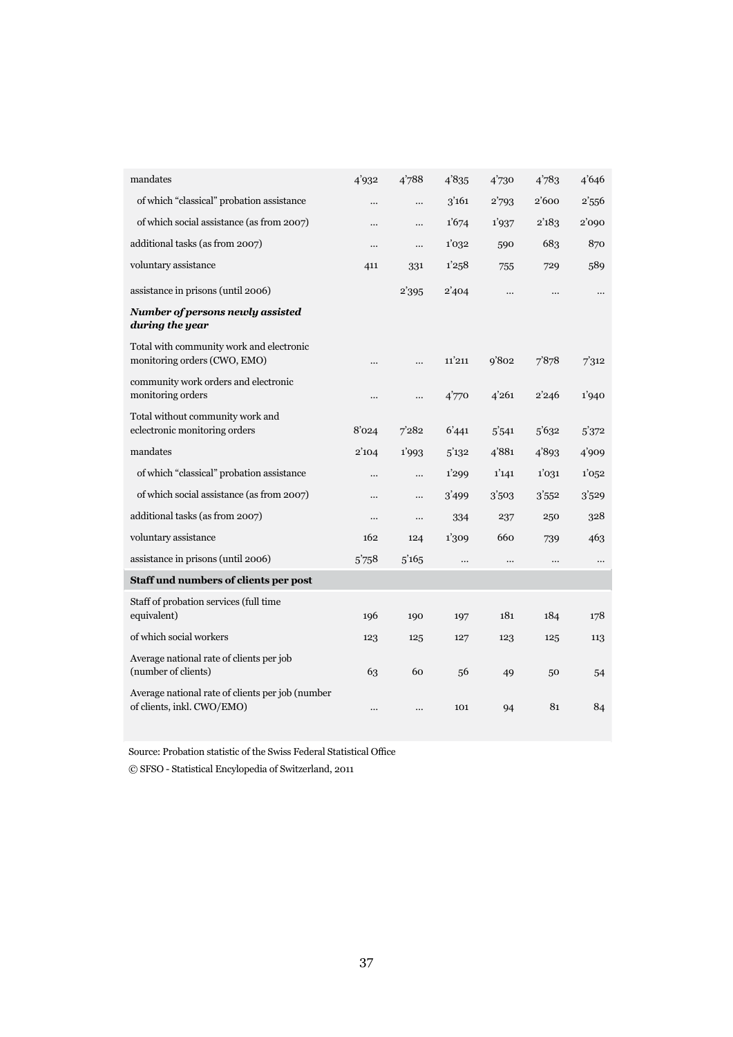| | | | | | | |
|---|---|---|---|---|---|---|
| mandates | 4'932 | 4'788 | 4'835 | 4'730 | 4'783 | 4'646 |
| of which "classical" probation assistance | ... | ... | 3'161 | 2'793 | 2'600 | 2'556 |
| of which social assistance (as from 2007) | ... | ... | 1'674 | 1'937 | 2'183 | 2'090 |
| additional tasks (as from 2007) | ... | ... | 1'032 | 590 | 683 | 870 |
| voluntary assistance | 411 | 331 | 1'258 | 755 | 729 | 589 |
| assistance in prisons (until 2006) | | 2'395 | 2'404 | ... | ... | ... |
| ***Number of persons newly assisted during the year*** | | | | | | |
| Total with community work and electronic monitoring orders (CWO, EMO) | ... | ... | 11'211 | 9'802 | 7'878 | 7'312 |
| community work orders and electronic monitoring orders | ... | ... | 4'770 | 4'261 | 2'246 | 1'940 |
| Total without community work and eclectronic monitoring orders | 8'024 | 7'282 | 6'441 | 5'541 | 5'632 | 5'372 |
| mandates | 2'104 | 1'993 | 5'132 | 4'881 | 4'893 | 4'909 |
| of which "classical" probation assistance | ... | ... | 1'299 | 1'141 | 1'031 | 1'052 |
| of which social assistance (as from 2007) | ... | ... | 3'499 | 3'503 | 3'552 | 3'529 |
| additional tasks (as from 2007) | ... | ... | 334 | 237 | 250 | 328 |
| voluntary assistance | 162 | 124 | 1'309 | 660 | 739 | 463 |
| assistance in prisons (until 2006) | 5'758 | 5'165 | ... | ... | ... | ... |
| **Staff und numbers of clients per post** | | | | | | |
| Staff of probation services (full time equivalent) | 196 | 190 | 197 | 181 | 184 | 178 |
| of which social workers | 123 | 125 | 127 | 123 | 125 | 113 |
| Average national rate of clients per job (number of clients) | 63 | 60 | 56 | 49 | 50 | 54 |
| Average national rate of clients per job (number of clients, inkl. CWO/EMO) | ... | ... | 101 | 94 | 81 | 84 |

Source: Probation statistic of the Swiss Federal Statistical Office

© SFSO - Statistical Encyclopedia of Switzerland, 2011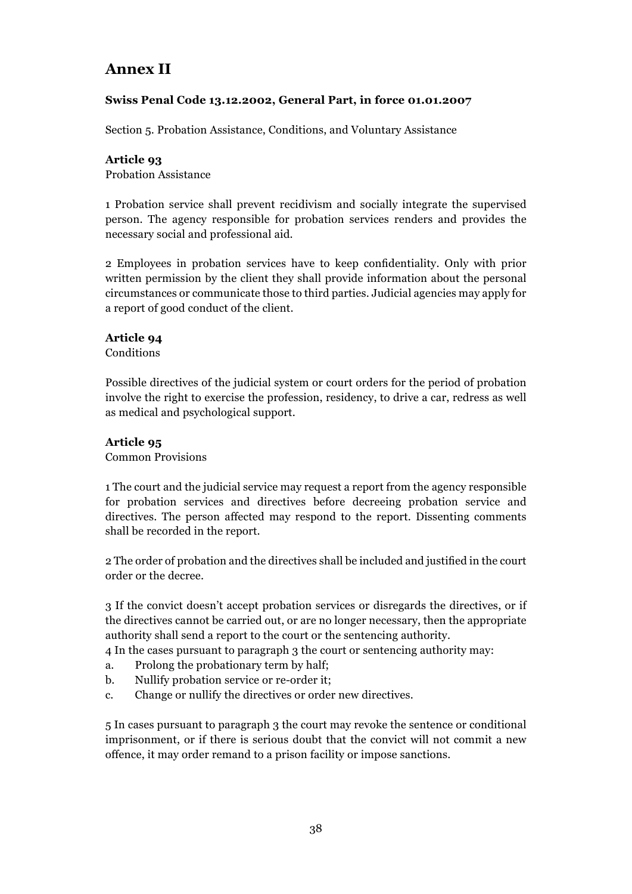# Annex II

### Swiss Penal Code 13.12.2002, General Part, in force 01.01.2007

Section 5. Probation Assistance, Conditions, and Voluntary Assistance

**Article 93**
Probation Assistance

1 Probation service shall prevent recidivism and socially integrate the supervised person. The agency responsible for probation services renders and provides the necessary social and professional aid.

2 Employees in probation services have to keep confidentiality. Only with prior written permission by the client they shall provide information about the personal circumstances or communicate those to third parties. Judicial agencies may apply for a report of good conduct of the client.

**Article 94**
Conditions

Possible directives of the judicial system or court orders for the period of probation involve the right to exercise the profession, residency, to drive a car, redress as well as medical and psychological support.

**Article 95**
Common Provisions

1 The court and the judicial service may request a report from the agency responsible for probation services and directives before decreeing probation service and directives. The person affected may respond to the report. Dissenting comments shall be recorded in the report.

2 The order of probation and the directives shall be included and justified in the court order or the decree.

3 If the convict doesn't accept probation services or disregards the directives, or if the directives cannot be carried out, or are no longer necessary, then the appropriate authority shall send a report to the court or the sentencing authority.
4 In the cases pursuant to paragraph 3 the court or sentencing authority may:
a. Prolong the probationary term by half;
b. Nullify probation service or re-order it;
c. Change or nullify the directives or order new directives.

5 In cases pursuant to paragraph 3 the court may revoke the sentence or conditional imprisonment, or if there is serious doubt that the convict will not commit a new offence, it may order remand to a prison facility or impose sanctions.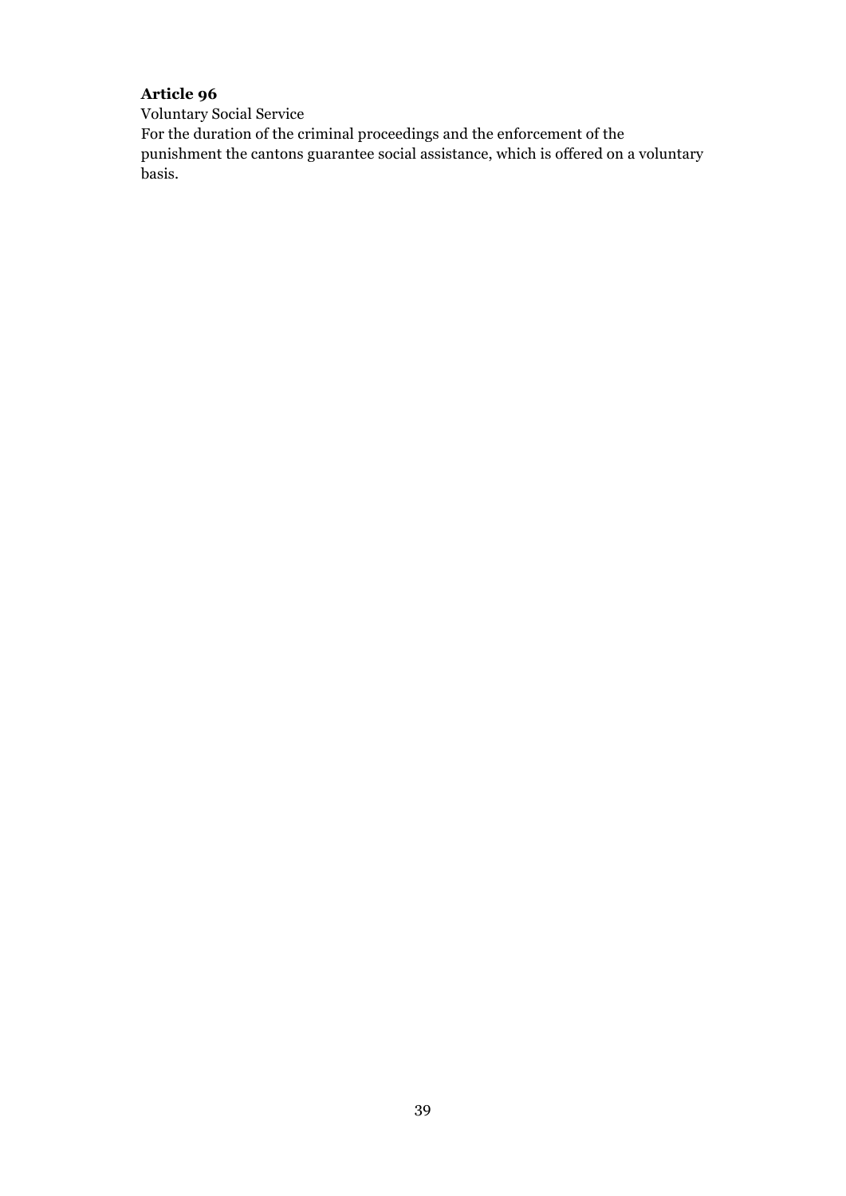**Article 96**

Voluntary Social Service

For the duration of the criminal proceedings and the enforcement of the punishment the cantons guarantee social assistance, which is offered on a voluntary basis.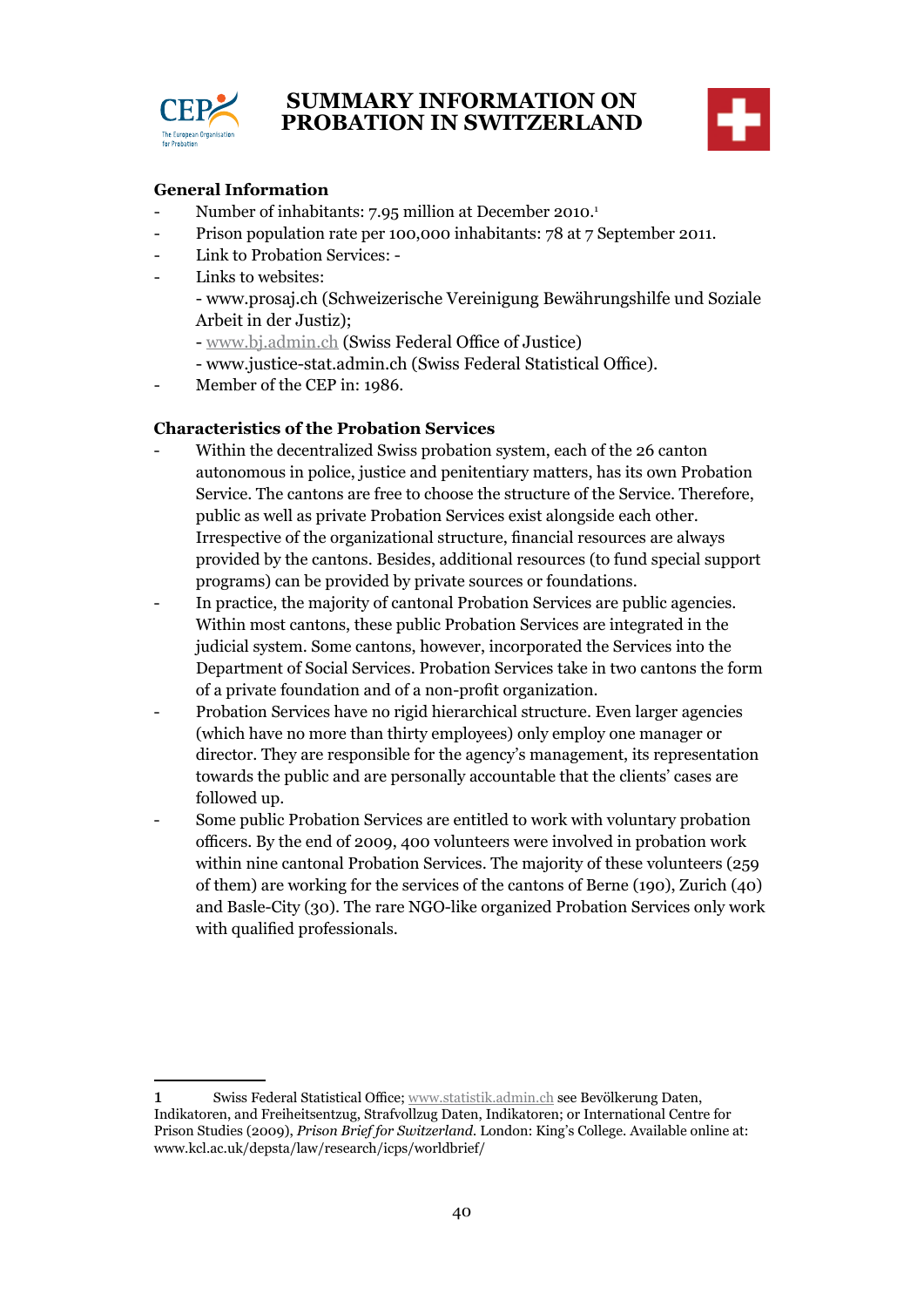# SUMMARY INFORMATION ON PROBATION IN SWITZERLAND

## General Information

- Number of inhabitants: 7.95 million at December 2010.[1]
- Prison population rate per 100,000 inhabitants: 78 at 7 September 2011.
- Link to Probation Services: -
- Links to websites:
  - www.prosaj.ch (Schweizerische Vereinigung Bewährungshilfe und Soziale Arbeit in der Justiz);
  - www.bj.admin.ch (Swiss Federal Office of Justice)
  - www.justice-stat.admin.ch (Swiss Federal Statistical Office).
- Member of the CEP in: 1986.

## Characteristics of the Probation Services

- Within the decentralized Swiss probation system, each of the 26 canton autonomous in police, justice and penitentiary matters, has its own Probation Service. The cantons are free to choose the structure of the Service. Therefore, public as well as private Probation Services exist alongside each other. Irrespective of the organizational structure, financial resources are always provided by the cantons. Besides, additional resources (to fund special support programs) can be provided by private sources or foundations.
- In practice, the majority of cantonal Probation Services are public agencies. Within most cantons, these public Probation Services are integrated in the judicial system. Some cantons, however, incorporated the Services into the Department of Social Services. Probation Services take in two cantons the form of a private foundation and of a non-profit organization.
- Probation Services have no rigid hierarchical structure. Even larger agencies (which have no more than thirty employees) only employ one manager or director. They are responsible for the agency's management, its representation towards the public and are personally accountable that the clients' cases are followed up.
- Some public Probation Services are entitled to work with voluntary probation officers. By the end of 2009, 400 volunteers were involved in probation work within nine cantonal Probation Services. The majority of these volunteers (259 of them) are working for the services of the cantons of Berne (190), Zurich (40) and Basle-City (30). The rare NGO-like organized Probation Services only work with qualified professionals.

---

1 Swiss Federal Statistical Office; www.statistik.admin.ch see Bevölkerung Daten, Indikatoren, and Freiheitsentzug, Strafvollzug Daten, Indikatoren; or International Centre for Prison Studies (2009), *Prison Brief for Switzerland.* London: King's College. Available online at: www.kcl.ac.uk/depsta/law/research/icps/worldbrief/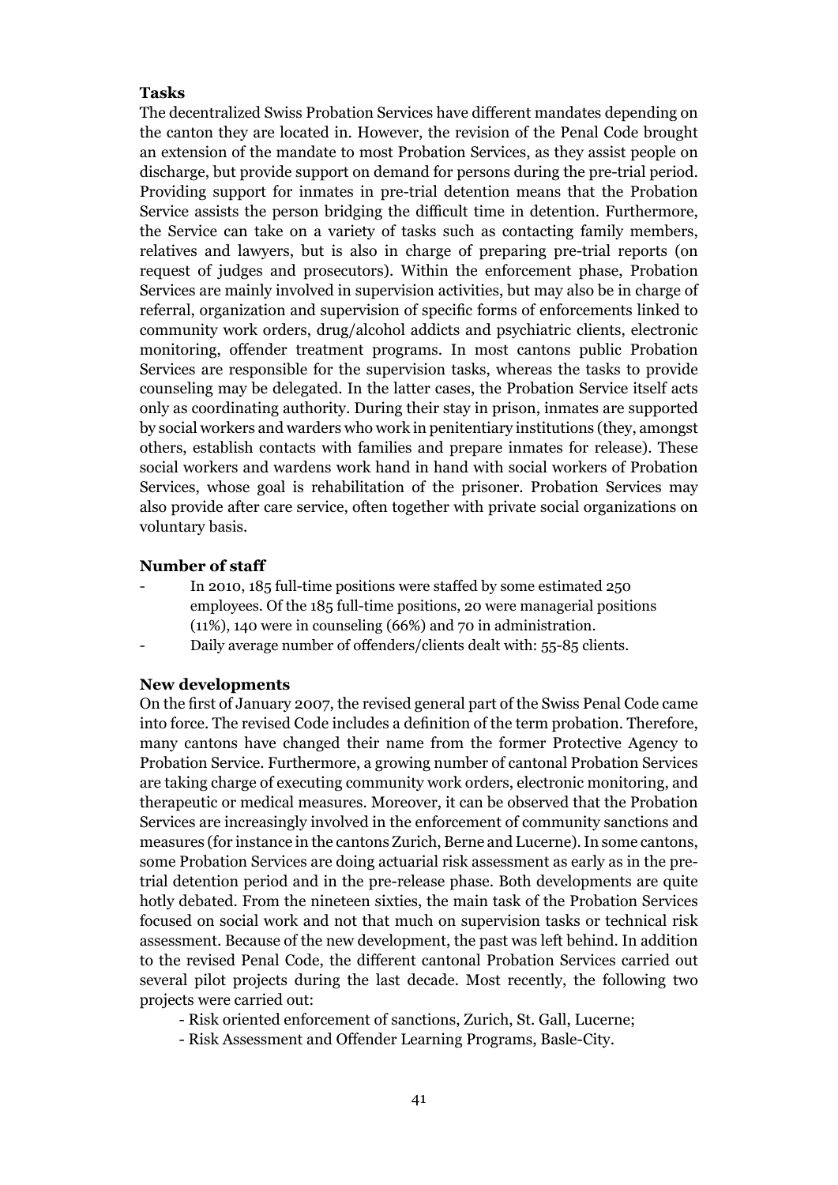### Tasks

The decentralized Swiss Probation Services have different mandates depending on the canton they are located in. However, the revision of the Penal Code brought an extension of the mandate to most Probation Services, as they assist people on discharge, but provide support on demand for persons during the pre-trial period. Providing support for inmates in pre-trial detention means that the Probation Service assists the person bridging the difficult time in detention. Furthermore, the Service can take on a variety of tasks such as contacting family members, relatives and lawyers, but is also in charge of preparing pre-trial reports (on request of judges and prosecutors). Within the enforcement phase, Probation Services are mainly involved in supervision activities, but may also be in charge of referral, organization and supervision of specific forms of enforcements linked to community work orders, drug/alcohol addicts and psychiatric clients, electronic monitoring, offender treatment programs. In most cantons public Probation Services are responsible for the supervision tasks, whereas the tasks to provide counseling may be delegated. In the latter cases, the Probation Service itself acts only as coordinating authority. During their stay in prison, inmates are supported by social workers and warders who work in penitentiary institutions (they, amongst others, establish contacts with families and prepare inmates for release). These social workers and wardens work hand in hand with social workers of Probation Services, whose goal is rehabilitation of the prisoner. Probation Services may also provide after care service, often together with private social organizations on voluntary basis.

### Number of staff

- In 2010, 185 full-time positions were staffed by some estimated 250 employees. Of the 185 full-time positions, 20 were managerial positions (11%), 140 were in counseling (66%) and 70 in administration.
- Daily average number of offenders/clients dealt with: 55-85 clients.

### New developments

On the first of January 2007, the revised general part of the Swiss Penal Code came into force. The revised Code includes a definition of the term probation. Therefore, many cantons have changed their name from the former Protective Agency to Probation Service. Furthermore, a growing number of cantonal Probation Services are taking charge of executing community work orders, electronic monitoring, and therapeutic or medical measures. Moreover, it can be observed that the Probation Services are increasingly involved in the enforcement of community sanctions and measures (for instance in the cantons Zurich, Berne and Lucerne). In some cantons, some Probation Services are doing actuarial risk assessment as early as in the pre-trial detention period and in the pre-release phase. Both developments are quite hotly debated. From the nineteen sixties, the main task of the Probation Services focused on social work and not that much on supervision tasks or technical risk assessment. Because of the new development, the past was left behind. In addition to the revised Penal Code, the different cantonal Probation Services carried out several pilot projects during the last decade. Most recently, the following two projects were carried out:

- Risk oriented enforcement of sanctions, Zurich, St. Gall, Lucerne;
- Risk Assessment and Offender Learning Programs, Basle-City.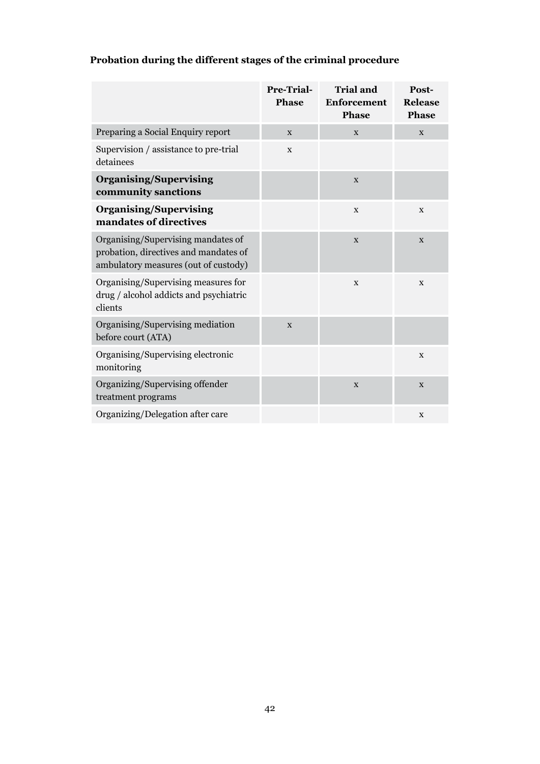**Probation during the different stages of the criminal procedure**

| | Pre-Trial-Phase | Trial and Enforcement Phase | Post-Release Phase |
|---|---|---|---|
| Preparing a Social Enquiry report | x | x | x |
| Supervision / assistance to pre-trial detainees | x | | |
| **Organising/Supervising community sanctions** | | x | |
| **Organising/Supervising mandates of directives** | | x | x |
| Organising/Supervising mandates of probation, directives and mandates of ambulatory measures (out of custody) | | x | x |
| Organising/Supervising measures for drug / alcohol addicts and psychiatric clients | | x | x |
| Organising/Supervising mediation before court (ATA) | x | | |
| Organising/Supervising electronic monitoring | | | x |
| Organizing/Supervising offender treatment programs | | x | x |
| Organizing/Delegation after care | | | x |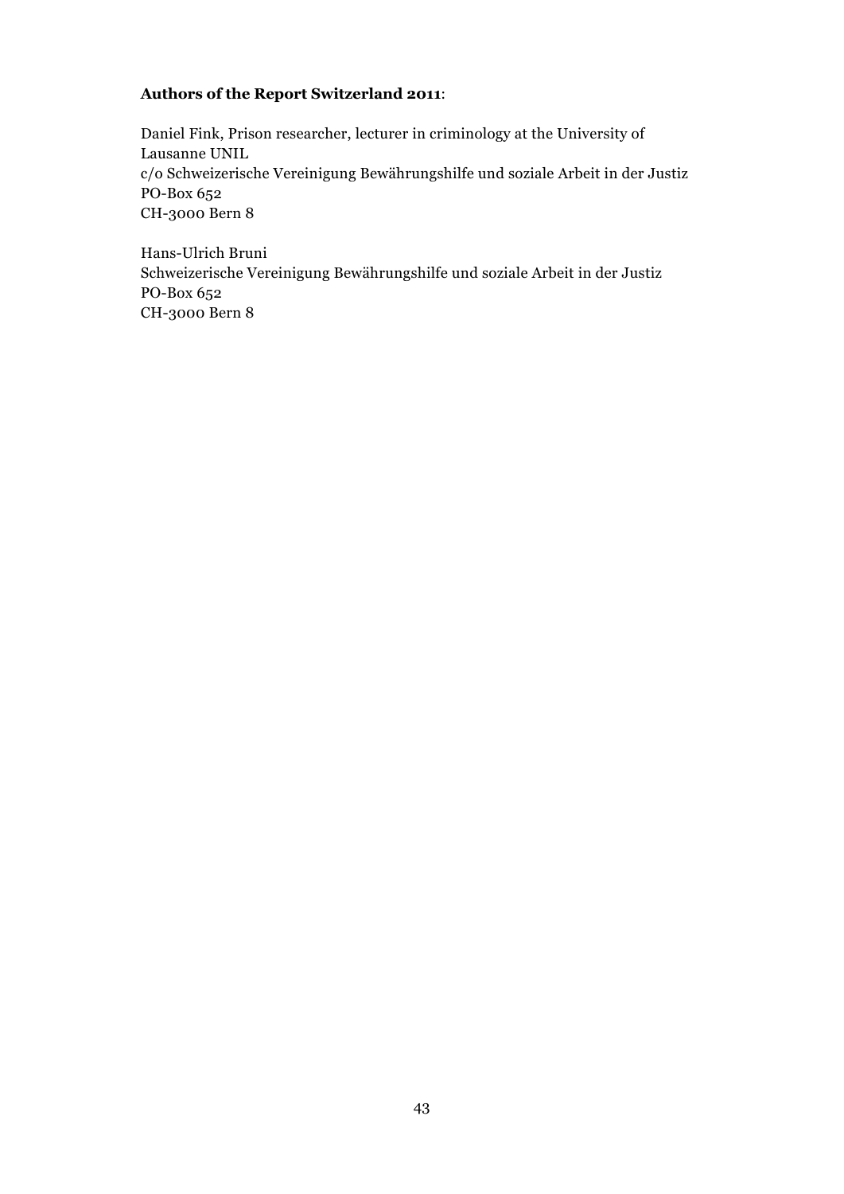**Authors of the Report Switzerland 2011**:

Daniel Fink, Prison researcher, lecturer in criminology at the University of Lausanne UNIL
c/o Schweizerische Vereinigung Bewährungshilfe und soziale Arbeit in der Justiz
PO-Box 652
CH-3000 Bern 8

Hans-Ulrich Bruni
Schweizerische Vereinigung Bewährungshilfe und soziale Arbeit in der Justiz
PO-Box 652
CH-3000 Bern 8